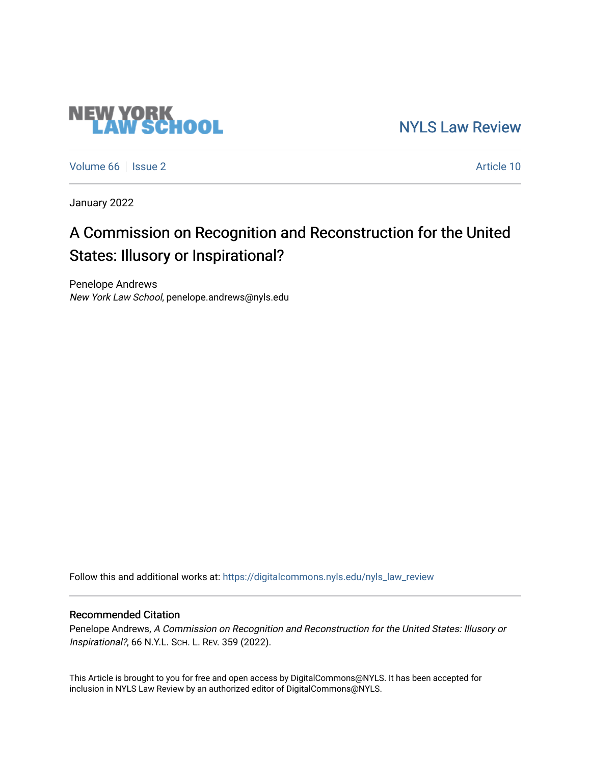NEW YORK LAW SCHOOL

NYLS Law Review

Volume 66 | Issue 2 | Article 10

January 2022

# A Commission on Recognition and Reconstruction for the United States: Illusory or Inspirational?

Penelope Andrews
*New York Law School*, penelope.andrews@nyls.edu

Follow this and additional works at: https://digitalcommons.nyls.edu/nyls_law_review

## Recommended Citation

Penelope Andrews, *A Commission on Recognition and Reconstruction for the United States: Illusory or Inspirational?*, 66 N.Y.L. Sch. L. Rev. 359 (2022).

This Article is brought to you for free and open access by DigitalCommons@NYLS. It has been accepted for inclusion in NYLS Law Review by an authorized editor of DigitalCommons@NYLS.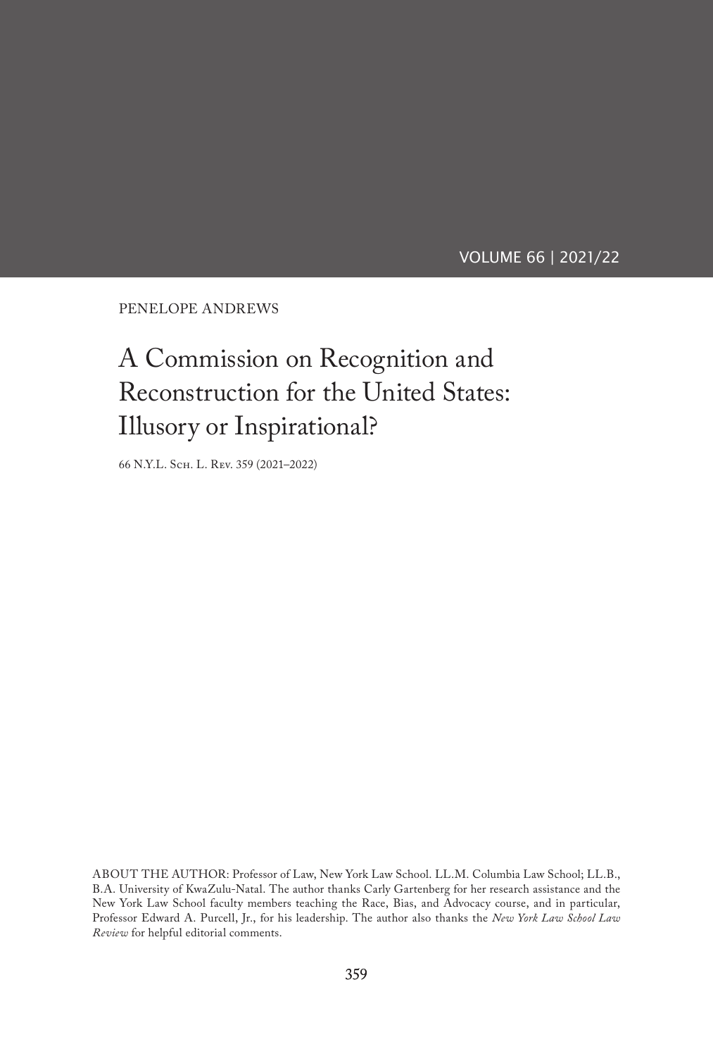VOLUME 66 | 2021/22

PENELOPE ANDREWS

# A Commission on Recognition and Reconstruction for the United States: Illusory or Inspirational?

66 N.Y.L. Sch. L. Rev. 359 (2021–2022)

ABOUT THE AUTHOR: Professor of Law, New York Law School. LL.M. Columbia Law School; LL.B., B.A. University of KwaZulu-Natal. The author thanks Carly Gartenberg for her research assistance and the New York Law School faculty members teaching the Race, Bias, and Advocacy course, and in particular, Professor Edward A. Purcell, Jr., for his leadership. The author also thanks the *New York Law School Law Review* for helpful editorial comments.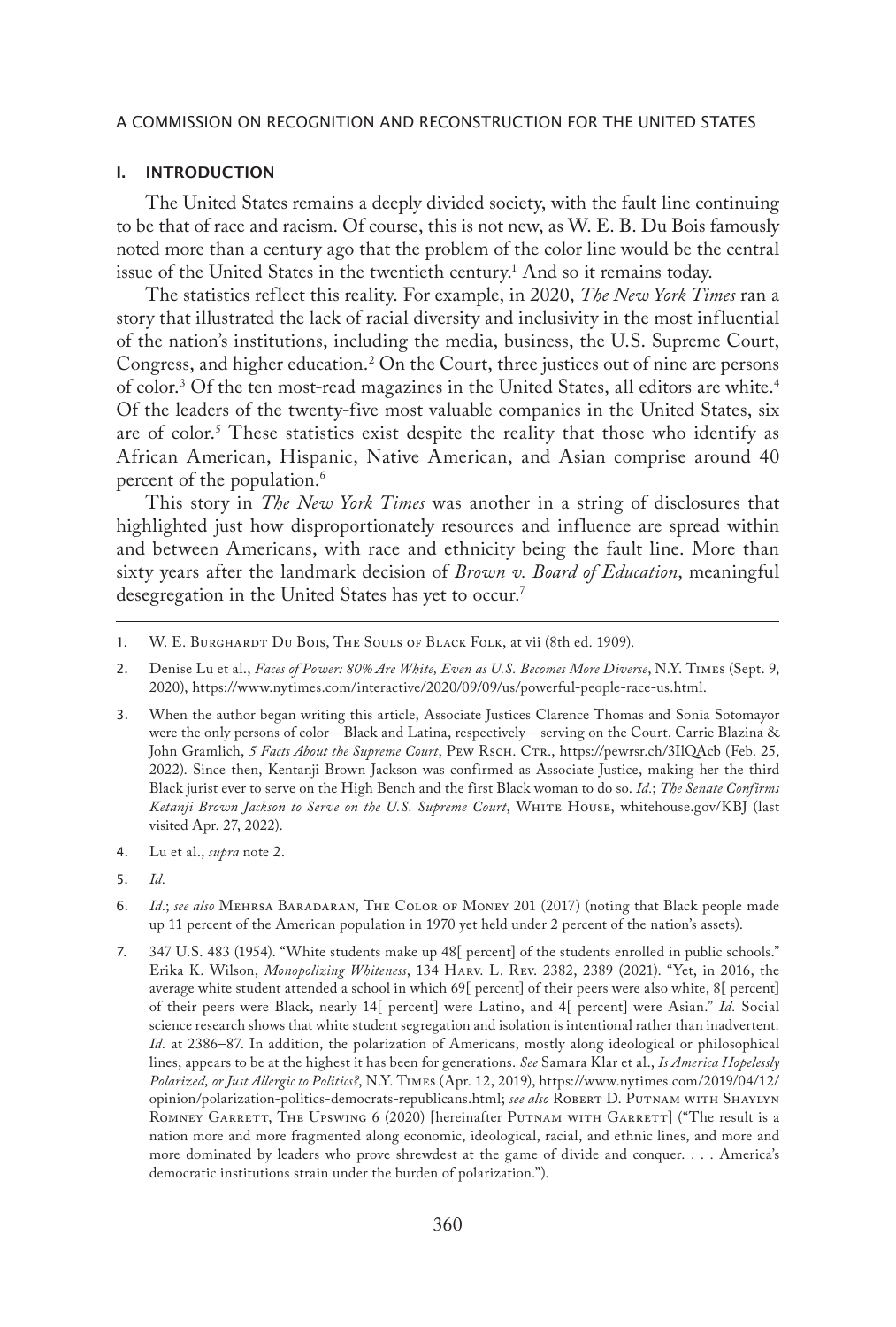## I. INTRODUCTION

The United States remains a deeply divided society, with the fault line continuing to be that of race and racism. Of course, this is not new, as W. E. B. Du Bois famously noted more than a century ago that the problem of the color line would be the central issue of the United States in the twentieth century.[1] And so it remains today.

The statistics reflect this reality. For example, in 2020, *The New York Times* ran a story that illustrated the lack of racial diversity and inclusivity in the most influential of the nation's institutions, including the media, business, the U.S. Supreme Court, Congress, and higher education.[2] On the Court, three justices out of nine are persons of color.[3] Of the ten most-read magazines in the United States, all editors are white.[4] Of the leaders of the twenty-five most valuable companies in the United States, six are of color.[5] These statistics exist despite the reality that those who identify as African American, Hispanic, Native American, and Asian comprise around 40 percent of the population.[6]

This story in *The New York Times* was another in a string of disclosures that highlighted just how disproportionately resources and influence are spread within and between Americans, with race and ethnicity being the fault line. More than sixty years after the landmark decision of *Brown v. Board of Education*, meaningful desegregation in the United States has yet to occur.[7]

---

1. W. E. Burghardt Du Bois, The Souls of Black Folk, at vii (8th ed. 1909).

2. Denise Lu et al., *Faces of Power: 80% Are White, Even as U.S. Becomes More Diverse*, N.Y. Times (Sept. 9, 2020), https://www.nytimes.com/interactive/2020/09/09/us/powerful-people-race-us.html.

3. When the author began writing this article, Associate Justices Clarence Thomas and Sonia Sotomayor were the only persons of color—Black and Latina, respectively—serving on the Court. Carrie Blazina & John Gramlich, *5 Facts About the Supreme Court*, Pew Rsch. Ctr., https://pewrsr.ch/3IlQAcb (Feb. 25, 2022). Since then, Kentanji Brown Jackson was confirmed as Associate Justice, making her the third Black jurist ever to serve on the High Bench and the first Black woman to do so. *Id.*; *The Senate Confirms Ketanji Brown Jackson to Serve on the U.S. Supreme Court*, White House, whitehouse.gov/KBJ (last visited Apr. 27, 2022).

4. Lu et al., *supra* note 2.

5. *Id.*

6. *Id.*; *see also* Mehrsa Baradaran, The Color of Money 201 (2017) (noting that Black people made up 11 percent of the American population in 1970 yet held under 2 percent of the nation's assets).

7. 347 U.S. 483 (1954). "White students make up 48[ percent] of the students enrolled in public schools." Erika K. Wilson, *Monopolizing Whiteness*, 134 Harv. L. Rev. 2382, 2389 (2021). "Yet, in 2016, the average white student attended a school in which 69[ percent] of their peers were also white, 8[ percent] of their peers were Black, nearly 14[ percent] were Latino, and 4[ percent] were Asian." *Id.* Social science research shows that white student segregation and isolation is intentional rather than inadvertent. *Id.* at 2386–87. In addition, the polarization of Americans, mostly along ideological or philosophical lines, appears to be at the highest it has been for generations. *See* Samara Klar et al., *Is America Hopelessly Polarized, or Just Allergic to Politics?*, N.Y. Times (Apr. 12, 2019), https://www.nytimes.com/2019/04/12/opinion/polarization-politics-democrats-republicans.html; *see also* Robert D. Putnam with Shaylyn Romney Garrett, The Upswing 6 (2020) [hereinafter Putnam with Garrett] ("The result is a nation more and more fragmented along economic, ideological, racial, and ethnic lines, and more and more dominated by leaders who prove shrewdest at the game of divide and conquer. . . . America's democratic institutions strain under the burden of polarization.").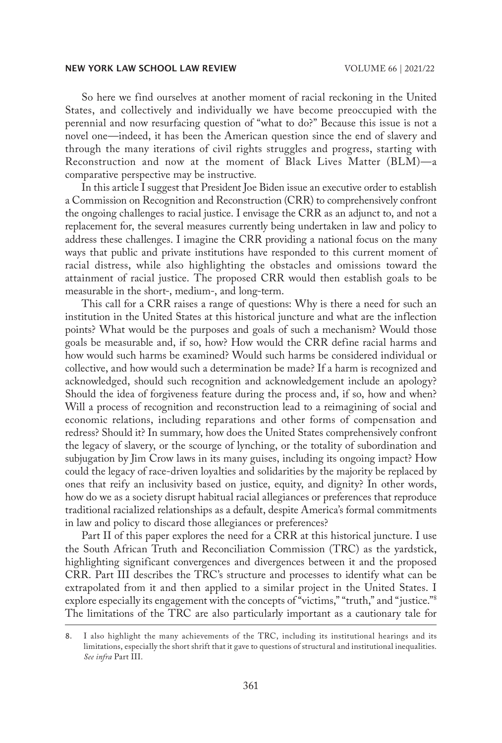So here we find ourselves at another moment of racial reckoning in the United States, and collectively and individually we have become preoccupied with the perennial and now resurfacing question of "what to do?" Because this issue is not a novel one—indeed, it has been the American question since the end of slavery and through the many iterations of civil rights struggles and progress, starting with Reconstruction and now at the moment of Black Lives Matter (BLM)—a comparative perspective may be instructive.

In this article I suggest that President Joe Biden issue an executive order to establish a Commission on Recognition and Reconstruction (CRR) to comprehensively confront the ongoing challenges to racial justice. I envisage the CRR as an adjunct to, and not a replacement for, the several measures currently being undertaken in law and policy to address these challenges. I imagine the CRR providing a national focus on the many ways that public and private institutions have responded to this current moment of racial distress, while also highlighting the obstacles and omissions toward the attainment of racial justice. The proposed CRR would then establish goals to be measurable in the short-, medium-, and long-term.

This call for a CRR raises a range of questions: Why is there a need for such an institution in the United States at this historical juncture and what are the inflection points? What would be the purposes and goals of such a mechanism? Would those goals be measurable and, if so, how? How would the CRR define racial harms and how would such harms be examined? Would such harms be considered individual or collective, and how would such a determination be made? If a harm is recognized and acknowledged, should such recognition and acknowledgement include an apology? Should the idea of forgiveness feature during the process and, if so, how and when? Will a process of recognition and reconstruction lead to a reimagining of social and economic relations, including reparations and other forms of compensation and redress? Should it? In summary, how does the United States comprehensively confront the legacy of slavery, or the scourge of lynching, or the totality of subordination and subjugation by Jim Crow laws in its many guises, including its ongoing impact? How could the legacy of race-driven loyalties and solidarities by the majority be replaced by ones that reify an inclusivity based on justice, equity, and dignity? In other words, how do we as a society disrupt habitual racial allegiances or preferences that reproduce traditional racialized relationships as a default, despite America's formal commitments in law and policy to discard those allegiances or preferences?

Part II of this paper explores the need for a CRR at this historical juncture. I use the South African Truth and Reconciliation Commission (TRC) as the yardstick, highlighting significant convergences and divergences between it and the proposed CRR. Part III describes the TRC's structure and processes to identify what can be extrapolated from it and then applied to a similar project in the United States. I explore especially its engagement with the concepts of "victims," "truth," and "justice."[8] The limitations of the TRC are also particularly important as a cautionary tale for

8. I also highlight the many achievements of the TRC, including its institutional hearings and its limitations, especially the short shrift that it gave to questions of structural and institutional inequalities. *See infra* Part III.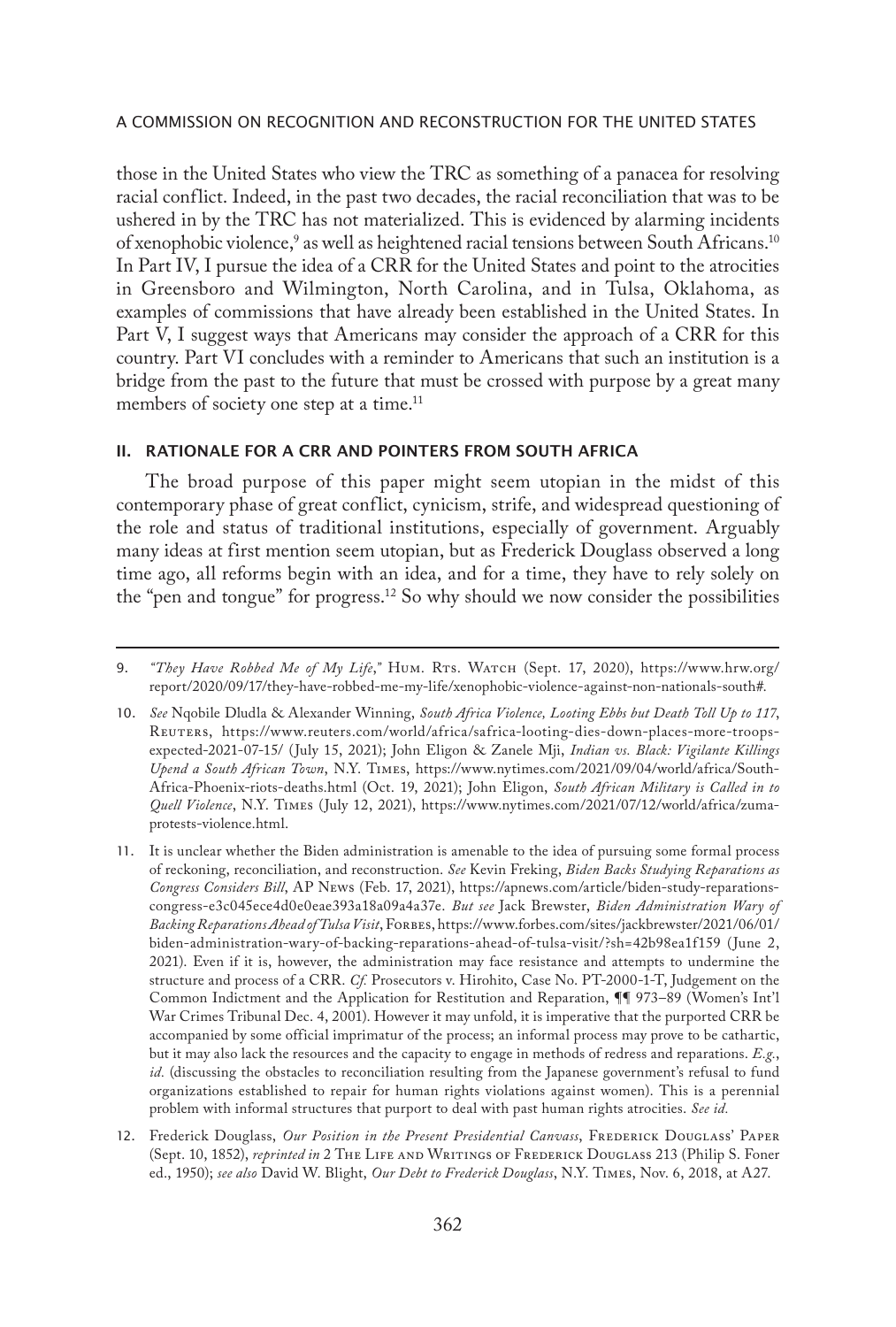those in the United States who view the TRC as something of a panacea for resolving racial conflict. Indeed, in the past two decades, the racial reconciliation that was to be ushered in by the TRC has not materialized. This is evidenced by alarming incidents of xenophobic violence,[9] as well as heightened racial tensions between South Africans.[10] In Part IV, I pursue the idea of a CRR for the United States and point to the atrocities in Greensboro and Wilmington, North Carolina, and in Tulsa, Oklahoma, as examples of commissions that have already been established in the United States. In Part V, I suggest ways that Americans may consider the approach of a CRR for this country. Part VI concludes with a reminder to Americans that such an institution is a bridge from the past to the future that must be crossed with purpose by a great many members of society one step at a time.[11]

## II. RATIONALE FOR A CRR AND POINTERS FROM SOUTH AFRICA

The broad purpose of this paper might seem utopian in the midst of this contemporary phase of great conflict, cynicism, strife, and widespread questioning of the role and status of traditional institutions, especially of government. Arguably many ideas at first mention seem utopian, but as Frederick Douglass observed a long time ago, all reforms begin with an idea, and for a time, they have to rely solely on the "pen and tongue" for progress.[12] So why should we now consider the possibilities

---

9. *"They Have Robbed Me of My Life*," Hum. Rts. Watch (Sept. 17, 2020), https://www.hrw.org/report/2020/09/17/they-have-robbed-me-my-life/xenophobic-violence-against-non-nationals-south#.

10. *See* Nqobile Dludla & Alexander Winning, *South Africa Violence, Looting Ebbs but Death Toll Up to 117*, Reuters, https://www.reuters.com/world/africa/safrica-looting-dies-down-places-more-troops-expected-2021-07-15/ (July 15, 2021); John Eligon & Zanele Mji, *Indian vs. Black: Vigilante Killings Upend a South African Town*, N.Y. Times, https://www.nytimes.com/2021/09/04/world/africa/South-Africa-Phoenix-riots-deaths.html (Oct. 19, 2021); John Eligon, *South African Military is Called in to Quell Violence*, N.Y. Times (July 12, 2021), https://www.nytimes.com/2021/07/12/world/africa/zuma-protests-violence.html.

11. It is unclear whether the Biden administration is amenable to the idea of pursuing some formal process of reckoning, reconciliation, and reconstruction. *See* Kevin Freking, *Biden Backs Studying Reparations as Congress Considers Bill*, AP News (Feb. 17, 2021), https://apnews.com/article/biden-study-reparations-congress-e3c045ece4d0e0eae393a18a09a4a37e. *But see* Jack Brewster, *Biden Administration Wary of Backing Reparations Ahead of Tulsa Visit*, Forbes, https://www.forbes.com/sites/jackbrewster/2021/06/01/biden-administration-wary-of-backing-reparations-ahead-of-tulsa-visit/?sh=42b98ea1f159 (June 2, 2021). Even if it is, however, the administration may face resistance and attempts to undermine the structure and process of a CRR. *Cf.* Prosecutors v. Hirohito, Case No. PT-2000-1-T, Judgement on the Common Indictment and the Application for Restitution and Reparation, ¶¶ 973–89 (Women's Int'l War Crimes Tribunal Dec. 4, 2001). However it may unfold, it is imperative that the purported CRR be accompanied by some official imprimatur of the process; an informal process may prove to be cathartic, but it may also lack the resources and the capacity to engage in methods of redress and reparations. *E.g.*, *id.* (discussing the obstacles to reconciliation resulting from the Japanese government's refusal to fund organizations established to repair for human rights violations against women). This is a perennial problem with informal structures that purport to deal with past human rights atrocities. *See id.*

12. Frederick Douglass, *Our Position in the Present Presidential Canvass*, Frederick Douglass' Paper (Sept. 10, 1852), *reprinted in* 2 The Life and Writings of Frederick Douglass 213 (Philip S. Foner ed., 1950); *see also* David W. Blight, *Our Debt to Frederick Douglass*, N.Y. Times, Nov. 6, 2018, at A27.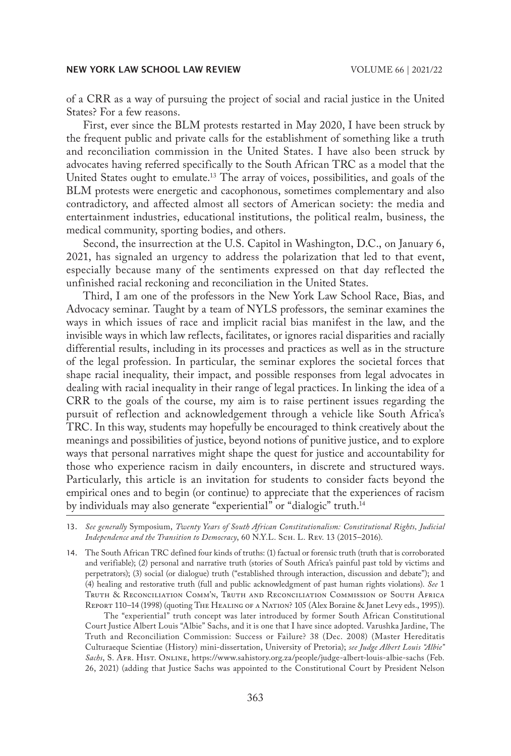of a CRR as a way of pursuing the project of social and racial justice in the United States? For a few reasons.

First, ever since the BLM protests restarted in May 2020, I have been struck by the frequent public and private calls for the establishment of something like a truth and reconciliation commission in the United States. I have also been struck by advocates having referred specifically to the South African TRC as a model that the United States ought to emulate.[13] The array of voices, possibilities, and goals of the BLM protests were energetic and cacophonous, sometimes complementary and also contradictory, and affected almost all sectors of American society: the media and entertainment industries, educational institutions, the political realm, business, the medical community, sporting bodies, and others.

Second, the insurrection at the U.S. Capitol in Washington, D.C., on January 6, 2021, has signaled an urgency to address the polarization that led to that event, especially because many of the sentiments expressed on that day reflected the unfinished racial reckoning and reconciliation in the United States.

Third, I am one of the professors in the New York Law School Race, Bias, and Advocacy seminar. Taught by a team of NYLS professors, the seminar examines the ways in which issues of race and implicit racial bias manifest in the law, and the invisible ways in which law reflects, facilitates, or ignores racial disparities and racially differential results, including in its processes and practices as well as in the structure of the legal profession. In particular, the seminar explores the societal forces that shape racial inequality, their impact, and possible responses from legal advocates in dealing with racial inequality in their range of legal practices. In linking the idea of a CRR to the goals of the course, my aim is to raise pertinent issues regarding the pursuit of reflection and acknowledgement through a vehicle like South Africa's TRC. In this way, students may hopefully be encouraged to think creatively about the meanings and possibilities of justice, beyond notions of punitive justice, and to explore ways that personal narratives might shape the quest for justice and accountability for those who experience racism in daily encounters, in discrete and structured ways. Particularly, this article is an invitation for students to consider facts beyond the empirical ones and to begin (or continue) to appreciate that the experiences of racism by individuals may also generate "experiential" or "dialogic" truth.[14]

---

13. *See generally* Symposium, *Twenty Years of South African Constitutionalism: Constitutional Rights, Judicial Independence and the Transition to Democracy*, 60 N.Y.L. Sch. L. Rev. 13 (2015–2016).

14. The South African TRC defined four kinds of truths: (1) factual or forensic truth (truth that is corroborated and verifiable); (2) personal and narrative truth (stories of South Africa's painful past told by victims and perpetrators); (3) social (or dialogue) truth ("established through interaction, discussion and debate"); and (4) healing and restorative truth (full and public acknowledgment of past human rights violations). *See* 1 Truth & Reconciliation Comm'n, Truth and Reconciliation Commission of South Africa Report 110–14 (1998) (quoting The Healing of a Nation? 105 (Alex Boraine & Janet Levy eds., 1995)).

    The "experiential" truth concept was later introduced by former South African Constitutional Court Justice Albert Louis "Albie" Sachs, and it is one that I have since adopted. Varushka Jardine, The Truth and Reconciliation Commission: Success or Failure? 38 (Dec. 2008) (Master Hereditatis Culturaeque Scientiae (History) mini-dissertation, University of Pretoria); *see Judge Albert Louis "Albie" Sachs*, S. Afr. Hist. Online, https://www.sahistory.org.za/people/judge-albert-louis-albie-sachs (Feb. 26, 2021) (adding that Justice Sachs was appointed to the Constitutional Court by President Nelson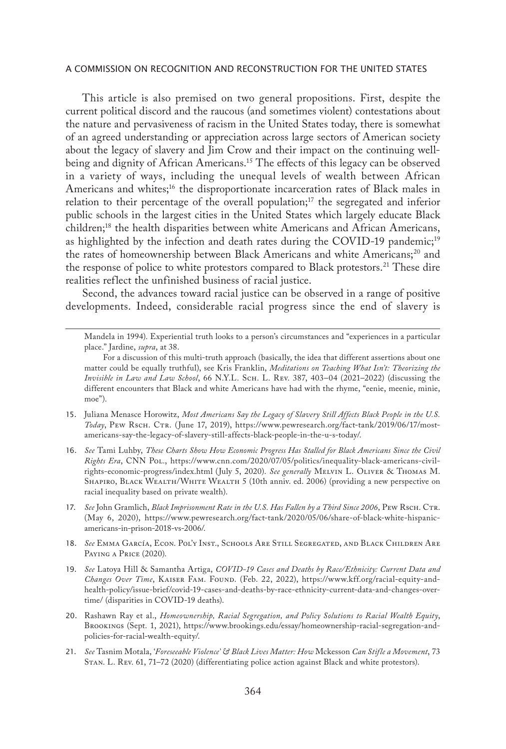This article is also premised on two general propositions. First, despite the current political discord and the raucous (and sometimes violent) contestations about the nature and pervasiveness of racism in the United States today, there is somewhat of an agreed understanding or appreciation across large sectors of American society about the legacy of slavery and Jim Crow and their impact on the continuing well-being and dignity of African Americans.[15] The effects of this legacy can be observed in a variety of ways, including the unequal levels of wealth between African Americans and whites;[16] the disproportionate incarceration rates of Black males in relation to their percentage of the overall population;[17] the segregated and inferior public schools in the largest cities in the United States which largely educate Black children;[18] the health disparities between white Americans and African Americans, as highlighted by the infection and death rates during the COVID-19 pandemic;[19] the rates of homeownership between Black Americans and white Americans;[20] and the response of police to white protestors compared to Black protestors.[21] These dire realities reflect the unfinished business of racial justice.

Second, the advances toward racial justice can be observed in a range of positive developments. Indeed, considerable racial progress since the end of slavery is

---

Mandela in 1994). Experiential truth looks to a person's circumstances and "experiences in a particular place." Jardine, *supra*, at 38.

For a discussion of this multi-truth approach (basically, the idea that different assertions about one matter could be equally truthful), see Kris Franklin, *Meditations on Teaching What Isn't: Theorizing the Invisible in Law and Law School*, 66 N.Y.L. Sch. L. Rev. 387, 403–04 (2021–2022) (discussing the different encounters that Black and white Americans have had with the rhyme, "eenie, meenie, minie, moe").

15. Juliana Menasce Horowitz, *Most Americans Say the Legacy of Slavery Still Affects Black People in the U.S. Today*, Pew Rsch. Ctr. (June 17, 2019), https://www.pewresearch.org/fact-tank/2019/06/17/most-americans-say-the-legacy-of-slavery-still-affects-black-people-in-the-u-s-today/.

16. *See* Tami Luhby, *These Charts Show How Economic Progress Has Stalled for Black Americans Since the Civil Rights Era*, CNN Pol., https://www.cnn.com/2020/07/05/politics/inequality-black-americans-civil-rights-economic-progress/index.html (July 5, 2020). *See generally* Melvin L. Oliver & Thomas M. Shapiro, Black Wealth/White Wealth 5 (10th anniv. ed. 2006) (providing a new perspective on racial inequality based on private wealth).

17. *See* John Gramlich, *Black Imprisonment Rate in the U.S. Has Fallen by a Third Since 2006*, Pew Rsch. Ctr. (May 6, 2020), https://www.pewresearch.org/fact-tank/2020/05/06/share-of-black-white-hispanic-americans-in-prison-2018-vs-2006/.

18. *See* Emma García, Econ. Pol'y Inst., Schools Are Still Segregated, and Black Children Are Paying a Price (2020).

19. *See* Latoya Hill & Samantha Artiga, *COVID-19 Cases and Deaths by Race/Ethnicity: Current Data and Changes Over Time*, Kaiser Fam. Found. (Feb. 22, 2022), https://www.kff.org/racial-equity-and-health-policy/issue-brief/covid-19-cases-and-deaths-by-race-ethnicity-current-data-and-changes-over-time/ (disparities in COVID-19 deaths).

20. Rashawn Ray et al., *Homeownership, Racial Segregation, and Policy Solutions to Racial Wealth Equity*, Brookings (Sept. 1, 2021), https://www.brookings.edu/essay/homeownership-racial-segregation-and-policies-for-racial-wealth-equity/.

21. *See* Tasnim Motala, *'Foreseeable Violence' & Black Lives Matter: How* Mckesson *Can Stifle a Movement*, 73 Stan. L. Rev. 61, 71–72 (2020) (differentiating police action against Black and white protestors).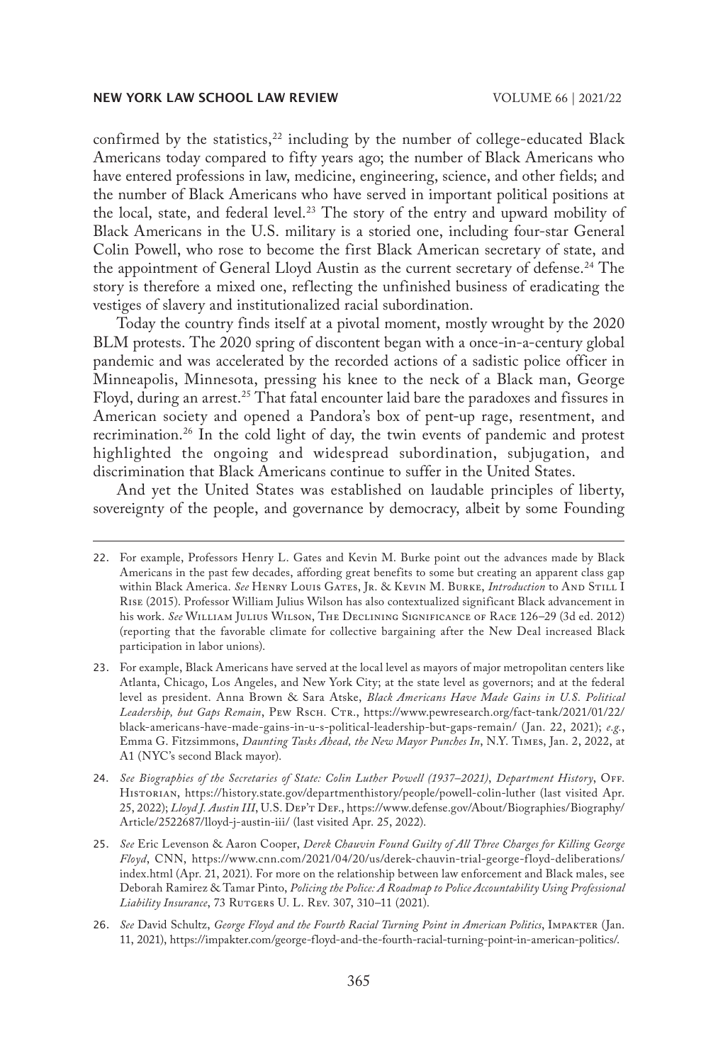confirmed by the statistics,[22] including by the number of college-educated Black Americans today compared to fifty years ago; the number of Black Americans who have entered professions in law, medicine, engineering, science, and other fields; and the number of Black Americans who have served in important political positions at the local, state, and federal level.[23] The story of the entry and upward mobility of Black Americans in the U.S. military is a storied one, including four-star General Colin Powell, who rose to become the first Black American secretary of state, and the appointment of General Lloyd Austin as the current secretary of defense.[24] The story is therefore a mixed one, reflecting the unfinished business of eradicating the vestiges of slavery and institutionalized racial subordination.

Today the country finds itself at a pivotal moment, mostly wrought by the 2020 BLM protests. The 2020 spring of discontent began with a once-in-a-century global pandemic and was accelerated by the recorded actions of a sadistic police officer in Minneapolis, Minnesota, pressing his knee to the neck of a Black man, George Floyd, during an arrest.[25] That fatal encounter laid bare the paradoxes and fissures in American society and opened a Pandora's box of pent-up rage, resentment, and recrimination.[26] In the cold light of day, the twin events of pandemic and protest highlighted the ongoing and widespread subordination, subjugation, and discrimination that Black Americans continue to suffer in the United States.

And yet the United States was established on laudable principles of liberty, sovereignty of the people, and governance by democracy, albeit by some Founding

---

22. For example, Professors Henry L. Gates and Kevin M. Burke point out the advances made by Black Americans in the past few decades, affording great benefits to some but creating an apparent class gap within Black America. *See* Henry Louis Gates, Jr. & Kevin M. Burke, *Introduction* to And Still I Rise (2015). Professor William Julius Wilson has also contextualized significant Black advancement in his work. *See* William Julius Wilson, The Declining Significance of Race 126–29 (3d ed. 2012) (reporting that the favorable climate for collective bargaining after the New Deal increased Black participation in labor unions).

23. For example, Black Americans have served at the local level as mayors of major metropolitan centers like Atlanta, Chicago, Los Angeles, and New York City; at the state level as governors; and at the federal level as president. Anna Brown & Sara Atske, *Black Americans Have Made Gains in U.S. Political Leadership, but Gaps Remain*, Pew Rsch. Ctr., https://www.pewresearch.org/fact-tank/2021/01/22/black-americans-have-made-gains-in-u-s-political-leadership-but-gaps-remain/ (Jan. 22, 2021); *e.g.*, Emma G. Fitzsimmons, *Daunting Tasks Ahead, the New Mayor Punches In*, N.Y. Times, Jan. 2, 2022, at A1 (NYC's second Black mayor).

24. *See Biographies of the Secretaries of State: Colin Luther Powell (1937–2021)*, *Department History*, Off. Historian, https://history.state.gov/departmenthistory/people/powell-colin-luther (last visited Apr. 25, 2022); *Lloyd J. Austin III*, U.S. Dep't Def., https://www.defense.gov/About/Biographies/Biography/Article/2522687/lloyd-j-austin-iii/ (last visited Apr. 25, 2022).

25. *See* Eric Levenson & Aaron Cooper, *Derek Chauvin Found Guilty of All Three Charges for Killing George Floyd*, CNN, https://www.cnn.com/2021/04/20/us/derek-chauvin-trial-george-floyd-deliberations/index.html (Apr. 21, 2021). For more on the relationship between law enforcement and Black males, see Deborah Ramirez & Tamar Pinto, *Policing the Police: A Roadmap to Police Accountability Using Professional Liability Insurance*, 73 Rutgers U. L. Rev. 307, 310–11 (2021).

26. *See* David Schultz, *George Floyd and the Fourth Racial Turning Point in American Politics*, Impakter (Jan. 11, 2021), https://impakter.com/george-floyd-and-the-fourth-racial-turning-point-in-american-politics/.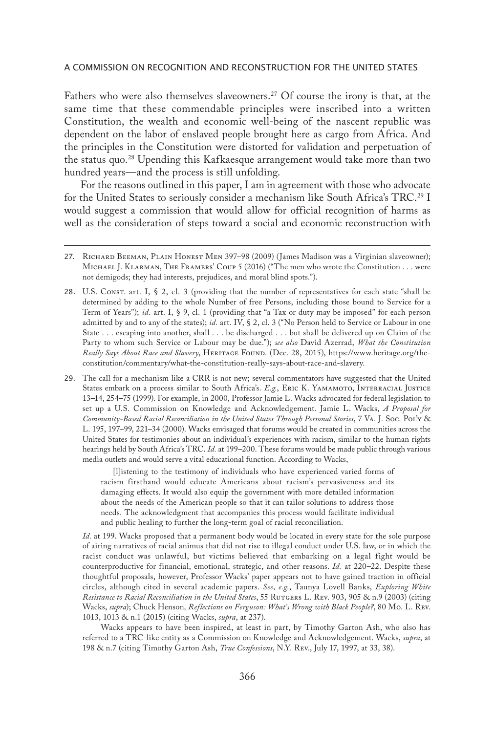Fathers who were also themselves slaveowners.[27] Of course the irony is that, at the same time that these commendable principles were inscribed into a written Constitution, the wealth and economic well-being of the nascent republic was dependent on the labor of enslaved people brought here as cargo from Africa. And the principles in the Constitution were distorted for validation and perpetuation of the status quo.[28] Upending this Kafkaesque arrangement would take more than two hundred years—and the process is still unfolding.

For the reasons outlined in this paper, I am in agreement with those who advocate for the United States to seriously consider a mechanism like South Africa's TRC.[29] I would suggest a commission that would allow for official recognition of harms as well as the consideration of steps toward a social and economic reconstruction with

---

27. Richard Beeman, Plain Honest Men 397–98 (2009) (James Madison was a Virginian slaveowner); Michael J. Klarman, The Framers' Coup 5 (2016) ("The men who wrote the Constitution . . . were not demigods; they had interests, prejudices, and moral blind spots.").

28. U.S. Const. art. I, § 2, cl. 3 (providing that the number of representatives for each state "shall be determined by adding to the whole Number of free Persons, including those bound to Service for a Term of Years"); *id.* art. I, § 9, cl. 1 (providing that "a Tax or duty may be imposed" for each person admitted by and to any of the states); *id.* art. IV, § 2, cl. 3 ("No Person held to Service or Labour in one State . . . escaping into another, shall . . . be discharged . . . but shall be delivered up on Claim of the Party to whom such Service or Labour may be due."); *see also* David Azerrad, *What the Constitution Really Says About Race and Slavery*, Heritage Found. (Dec. 28, 2015), https://www.heritage.org/the-constitution/commentary/what-the-constitution-really-says-about-race-and-slavery.

29. The call for a mechanism like a CRR is not new; several commentators have suggested that the United States embark on a process similar to South Africa's. *E.g.*, Eric K. Yamamoto, Interracial Justice 13–14, 254–75 (1999). For example, in 2000, Professor Jamie L. Wacks advocated for federal legislation to set up a U.S. Commission on Knowledge and Acknowledgement. Jamie L. Wacks, *A Proposal for Community-Based Racial Reconciliation in the United States Through Personal Stories*, 7 Va. J. Soc. Pol'y & L. 195, 197–99, 221–34 (2000). Wacks envisaged that forums would be created in communities across the United States for testimonies about an individual's experiences with racism, similar to the human rights hearings held by South Africa's TRC. *Id.* at 199–200. These forums would be made public through various media outlets and would serve a vital educational function. According to Wacks,

> [l]istening to the testimony of individuals who have experienced varied forms of racism firsthand would educate Americans about racism's pervasiveness and its damaging effects. It would also equip the government with more detailed information about the needs of the American people so that it can tailor solutions to address those needs. The acknowledgment that accompanies this process would facilitate individual and public healing to further the long-term goal of racial reconciliation.

*Id.* at 199. Wacks proposed that a permanent body would be located in every state for the sole purpose of airing narratives of racial animus that did not rise to illegal conduct under U.S. law, or in which the racist conduct was unlawful, but victims believed that embarking on a legal fight would be counterproductive for financial, emotional, strategic, and other reasons. *Id.* at 220–22. Despite these thoughtful proposals, however, Professor Wacks' paper appears not to have gained traction in official circles, although cited in several academic papers. *See, e.g.*, Taunya Lovell Banks, *Exploring White Resistance to Racial Reconciliation in the United States*, 55 Rutgers L. Rev. 903, 905 & n.9 (2003) (citing Wacks, *supra*); Chuck Henson, *Reflections on Ferguson: What's Wrong with Black People?*, 80 Mo. L. Rev. 1013, 1013 & n.1 (2015) (citing Wacks, *supra*, at 237).

Wacks appears to have been inspired, at least in part, by Timothy Garton Ash, who also has referred to a TRC-like entity as a Commission on Knowledge and Acknowledgement. Wacks, *supra*, at 198 & n.7 (citing Timothy Garton Ash, *True Confessions*, N.Y. Rev., July 17, 1997, at 33, 38).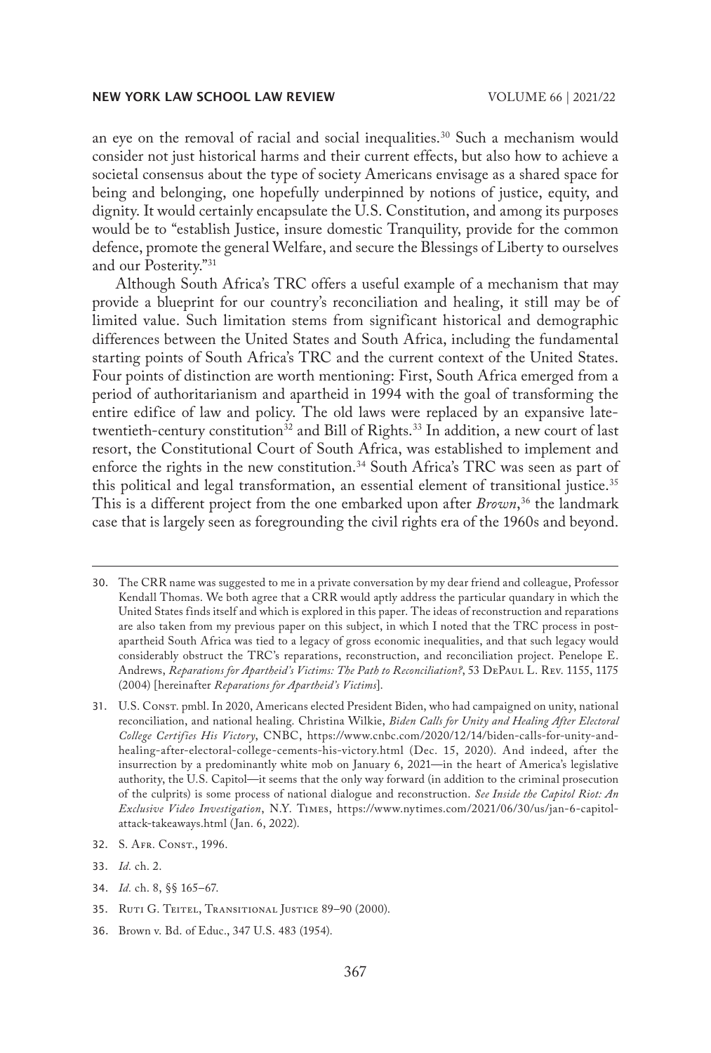an eye on the removal of racial and social inequalities.[30] Such a mechanism would consider not just historical harms and their current effects, but also how to achieve a societal consensus about the type of society Americans envisage as a shared space for being and belonging, one hopefully underpinned by notions of justice, equity, and dignity. It would certainly encapsulate the U.S. Constitution, and among its purposes would be to "establish Justice, insure domestic Tranquility, provide for the common defence, promote the general Welfare, and secure the Blessings of Liberty to ourselves and our Posterity."[31]

Although South Africa's TRC offers a useful example of a mechanism that may provide a blueprint for our country's reconciliation and healing, it still may be of limited value. Such limitation stems from significant historical and demographic differences between the United States and South Africa, including the fundamental starting points of South Africa's TRC and the current context of the United States. Four points of distinction are worth mentioning: First, South Africa emerged from a period of authoritarianism and apartheid in 1994 with the goal of transforming the entire edifice of law and policy. The old laws were replaced by an expansive late-twentieth-century constitution[32] and Bill of Rights.[33] In addition, a new court of last resort, the Constitutional Court of South Africa, was established to implement and enforce the rights in the new constitution.[34] South Africa's TRC was seen as part of this political and legal transformation, an essential element of transitional justice.[35] This is a different project from the one embarked upon after *Brown*,[36] the landmark case that is largely seen as foregrounding the civil rights era of the 1960s and beyond.

---

30. The CRR name was suggested to me in a private conversation by my dear friend and colleague, Professor Kendall Thomas. We both agree that a CRR would aptly address the particular quandary in which the United States finds itself and which is explored in this paper. The ideas of reconstruction and reparations are also taken from my previous paper on this subject, in which I noted that the TRC process in post-apartheid South Africa was tied to a legacy of gross economic inequalities, and that such legacy would considerably obstruct the TRC's reparations, reconstruction, and reconciliation project. Penelope E. Andrews, *Reparations for Apartheid's Victims: The Path to Reconciliation?*, 53 DePaul L. Rev. 1155, 1175 (2004) [hereinafter *Reparations for Apartheid's Victims*].

31. U.S. Const. pmbl. In 2020, Americans elected President Biden, who had campaigned on unity, national reconciliation, and national healing. Christina Wilkie, *Biden Calls for Unity and Healing After Electoral College Certifies His Victory*, CNBC, https://www.cnbc.com/2020/12/14/biden-calls-for-unity-and-healing-after-electoral-college-cements-his-victory.html (Dec. 15, 2020). And indeed, after the insurrection by a predominantly white mob on January 6, 2021—in the heart of America's legislative authority, the U.S. Capitol—it seems that the only way forward (in addition to the criminal prosecution of the culprits) is some process of national dialogue and reconstruction. *See Inside the Capitol Riot: An Exclusive Video Investigation*, N.Y. Times, https://www.nytimes.com/2021/06/30/us/jan-6-capitol-attack-takeaways.html (Jan. 6, 2022).

32. S. Afr. Const., 1996.

33. *Id.* ch. 2.

34. *Id.* ch. 8, §§ 165–67.

35. Ruti G. Teitel, Transitional Justice 89–90 (2000).

36. Brown v. Bd. of Educ., 347 U.S. 483 (1954).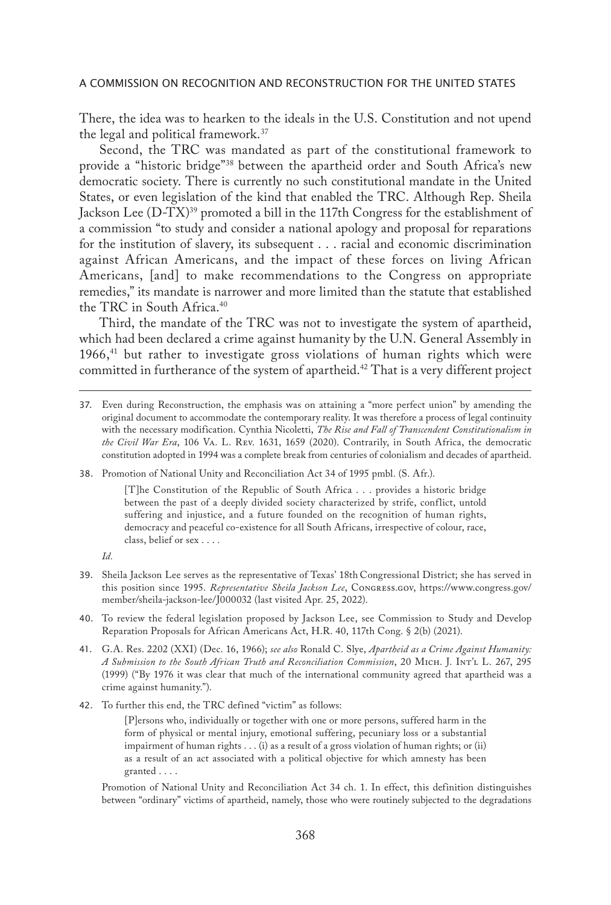There, the idea was to hearken to the ideals in the U.S. Constitution and not upend the legal and political framework.[37]

Second, the TRC was mandated as part of the constitutional framework to provide a "historic bridge"[38] between the apartheid order and South Africa's new democratic society. There is currently no such constitutional mandate in the United States, or even legislation of the kind that enabled the TRC. Although Rep. Sheila Jackson Lee (D-TX)[39] promoted a bill in the 117th Congress for the establishment of a commission "to study and consider a national apology and proposal for reparations for the institution of slavery, its subsequent . . . racial and economic discrimination against African Americans, and the impact of these forces on living African Americans, [and] to make recommendations to the Congress on appropriate remedies," its mandate is narrower and more limited than the statute that established the TRC in South Africa.[40]

Third, the mandate of the TRC was not to investigate the system of apartheid, which had been declared a crime against humanity by the U.N. General Assembly in 1966,[41] but rather to investigate gross violations of human rights which were committed in furtherance of the system of apartheid.[42] That is a very different project

---

37. Even during Reconstruction, the emphasis was on attaining a "more perfect union" by amending the original document to accommodate the contemporary reality. It was therefore a process of legal continuity with the necessary modification. Cynthia Nicoletti, *The Rise and Fall of Transcendent Constitutionalism in the Civil War Era*, 106 Va. L. Rev. 1631, 1659 (2020). Contrarily, in South Africa, the democratic constitution adopted in 1994 was a complete break from centuries of colonialism and decades of apartheid.

38. Promotion of National Unity and Reconciliation Act 34 of 1995 pmbl. (S. Afr.).

    > [T]he Constitution of the Republic of South Africa . . . provides a historic bridge between the past of a deeply divided society characterized by strife, conflict, untold suffering and injustice, and a future founded on the recognition of human rights, democracy and peaceful co-existence for all South Africans, irrespective of colour, race, class, belief or sex . . . .

    *Id.*

39. Sheila Jackson Lee serves as the representative of Texas' 18th Congressional District; she has served in this position since 1995. *Representative Sheila Jackson Lee*, Congress.gov, https://www.congress.gov/member/sheila-jackson-lee/J000032 (last visited Apr. 25, 2022).

40. To review the federal legislation proposed by Jackson Lee, see Commission to Study and Develop Reparation Proposals for African Americans Act, H.R. 40, 117th Cong. § 2(b) (2021).

41. G.A. Res. 2202 (XXI) (Dec. 16, 1966); *see also* Ronald C. Slye, *Apartheid as a Crime Against Humanity: A Submission to the South African Truth and Reconciliation Commission*, 20 Mich. J. Int'l L. 267, 295 (1999) ("By 1976 it was clear that much of the international community agreed that apartheid was a crime against humanity.").

42. To further this end, the TRC defined "victim" as follows:

    > [P]ersons who, individually or together with one or more persons, suffered harm in the form of physical or mental injury, emotional suffering, pecuniary loss or a substantial impairment of human rights . . . (i) as a result of a gross violation of human rights; or (ii) as a result of an act associated with a political objective for which amnesty has been granted . . . .

    Promotion of National Unity and Reconciliation Act 34 ch. 1. In effect, this definition distinguishes between "ordinary" victims of apartheid, namely, those who were routinely subjected to the degradations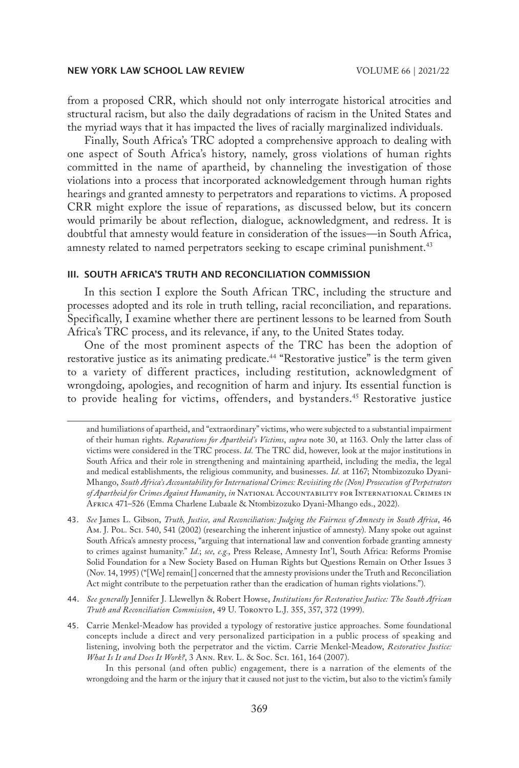from a proposed CRR, which should not only interrogate historical atrocities and structural racism, but also the daily degradations of racism in the United States and the myriad ways that it has impacted the lives of racially marginalized individuals.

Finally, South Africa's TRC adopted a comprehensive approach to dealing with one aspect of South Africa's history, namely, gross violations of human rights committed in the name of apartheid, by channeling the investigation of those violations into a process that incorporated acknowledgement through human rights hearings and granted amnesty to perpetrators and reparations to victims. A proposed CRR might explore the issue of reparations, as discussed below, but its concern would primarily be about reflection, dialogue, acknowledgment, and redress. It is doubtful that amnesty would feature in consideration of the issues—in South Africa, amnesty related to named perpetrators seeking to escape criminal punishment.[43]

## III. SOUTH AFRICA'S TRUTH AND RECONCILIATION COMMISSION

In this section I explore the South African TRC, including the structure and processes adopted and its role in truth telling, racial reconciliation, and reparations. Specifically, I examine whether there are pertinent lessons to be learned from South Africa's TRC process, and its relevance, if any, to the United States today.

One of the most prominent aspects of the TRC has been the adoption of restorative justice as its animating predicate.[44] "Restorative justice" is the term given to a variety of different practices, including restitution, acknowledgment of wrongdoing, apologies, and recognition of harm and injury. Its essential function is to provide healing for victims, offenders, and bystanders.[45] Restorative justice

---

and humiliations of apartheid, and "extraordinary" victims, who were subjected to a substantial impairment of their human rights. *Reparations for Apartheid's Victims*, *supra* note 30, at 1163. Only the latter class of victims were considered in the TRC process. *Id.* The TRC did, however, look at the major institutions in South Africa and their role in strengthening and maintaining apartheid, including the media, the legal and medical establishments, the religious community, and businesses. *Id.* at 1167; Ntombizozuko Dyani-Mhango, *South Africa's Accountability for International Crimes: Revisiting the (Non) Prosecution of Perpetrators of Apartheid for Crimes Against Humanity*, *in* National Accountability for International Crimes in Africa 471–526 (Emma Charlene Lubaale & Ntombizozuko Dyani-Mhango eds., 2022).

43. *See* James L. Gibson, *Truth, Justice, and Reconciliation: Judging the Fairness of Amnesty in South Africa*, 46 Am. J. Pol. Sci. 540, 541 (2002) (researching the inherent injustice of amnesty). Many spoke out against South Africa's amnesty process, "arguing that international law and convention forbade granting amnesty to crimes against humanity." *Id.*; *see, e.g.*, Press Release, Amnesty Int'l, South Africa: Reforms Promise Solid Foundation for a New Society Based on Human Rights but Questions Remain on Other Issues 3 (Nov. 14, 1995) ("[We] remain[] concerned that the amnesty provisions under the Truth and Reconciliation Act might contribute to the perpetuation rather than the eradication of human rights violations.").

44. *See generally* Jennifer J. Llewellyn & Robert Howse, *Institutions for Restorative Justice: The South African Truth and Reconciliation Commission*, 49 U. Toronto L.J. 355, 357, 372 (1999).

45. Carrie Menkel-Meadow has provided a typology of restorative justice approaches. Some foundational concepts include a direct and very personalized participation in a public process of speaking and listening, involving both the perpetrator and the victim. Carrie Menkel-Meadow, *Restorative Justice: What Is It and Does It Work?*, 3 Ann. Rev. L. & Soc. Sci. 161, 164 (2007).

In this personal (and often public) engagement, there is a narration of the elements of the wrongdoing and the harm or the injury that it caused not just to the victim, but also to the victim's family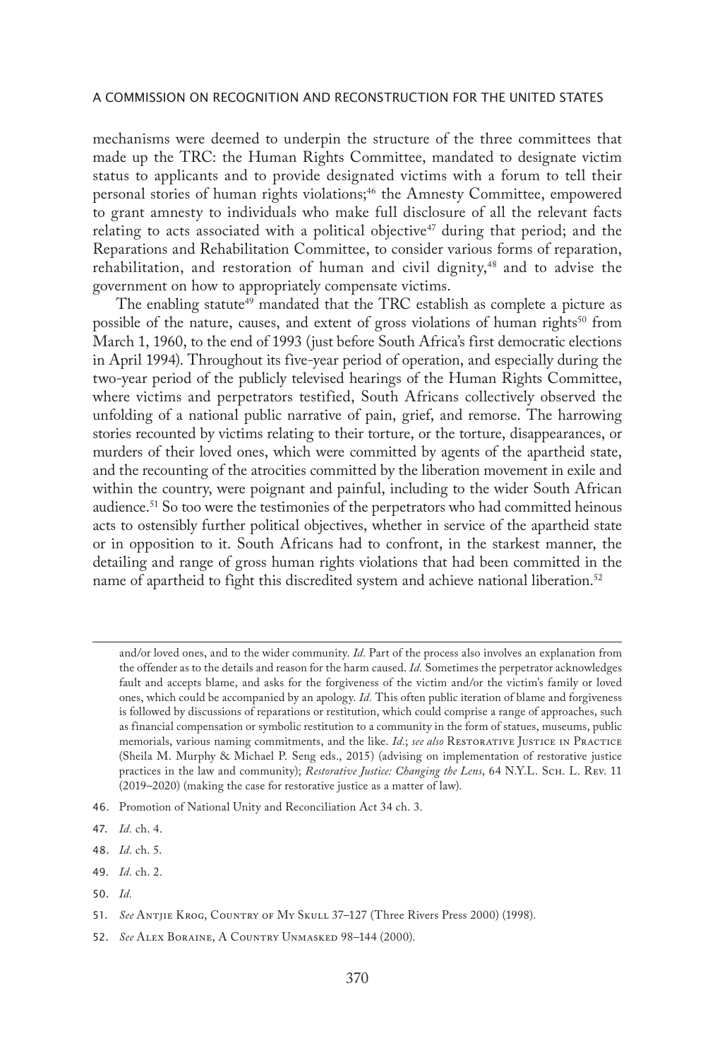mechanisms were deemed to underpin the structure of the three committees that made up the TRC: the Human Rights Committee, mandated to designate victim status to applicants and to provide designated victims with a forum to tell their personal stories of human rights violations;[46] the Amnesty Committee, empowered to grant amnesty to individuals who make full disclosure of all the relevant facts relating to acts associated with a political objective[47] during that period; and the Reparations and Rehabilitation Committee, to consider various forms of reparation, rehabilitation, and restoration of human and civil dignity,[48] and to advise the government on how to appropriately compensate victims.

The enabling statute[49] mandated that the TRC establish as complete a picture as possible of the nature, causes, and extent of gross violations of human rights[50] from March 1, 1960, to the end of 1993 (just before South Africa's first democratic elections in April 1994). Throughout its five-year period of operation, and especially during the two-year period of the publicly televised hearings of the Human Rights Committee, where victims and perpetrators testified, South Africans collectively observed the unfolding of a national public narrative of pain, grief, and remorse. The harrowing stories recounted by victims relating to their torture, or the torture, disappearances, or murders of their loved ones, which were committed by agents of the apartheid state, and the recounting of the atrocities committed by the liberation movement in exile and within the country, were poignant and painful, including to the wider South African audience.[51] So too were the testimonies of the perpetrators who had committed heinous acts to ostensibly further political objectives, whether in service of the apartheid state or in opposition to it. South Africans had to confront, in the starkest manner, the detailing and range of gross human rights violations that had been committed in the name of apartheid to fight this discredited system and achieve national liberation.[52]

---

and/or loved ones, and to the wider community. *Id.* Part of the process also involves an explanation from the offender as to the details and reason for the harm caused. *Id.* Sometimes the perpetrator acknowledges fault and accepts blame, and asks for the forgiveness of the victim and/or the victim's family or loved ones, which could be accompanied by an apology. *Id.* This often public iteration of blame and forgiveness is followed by discussions of reparations or restitution, which could comprise a range of approaches, such as financial compensation or symbolic restitution to a community in the form of statues, museums, public memorials, various naming commitments, and the like. *Id.*; *see also* Restorative Justice in Practice (Sheila M. Murphy & Michael P. Seng eds., 2015) (advising on implementation of restorative justice practices in the law and community); *Restorative Justice: Changing the Lens*, 64 N.Y.L. Sch. L. Rev. 11 (2019–2020) (making the case for restorative justice as a matter of law).

46. Promotion of National Unity and Reconciliation Act 34 ch. 3.

47. *Id.* ch. 4.

48. *Id.* ch. 5.

49. *Id.* ch. 2.

50. *Id.*

51. *See* Antjie Krog, Country of My Skull 37–127 (Three Rivers Press 2000) (1998).

52. *See* Alex Boraine, A Country Unmasked 98–144 (2000).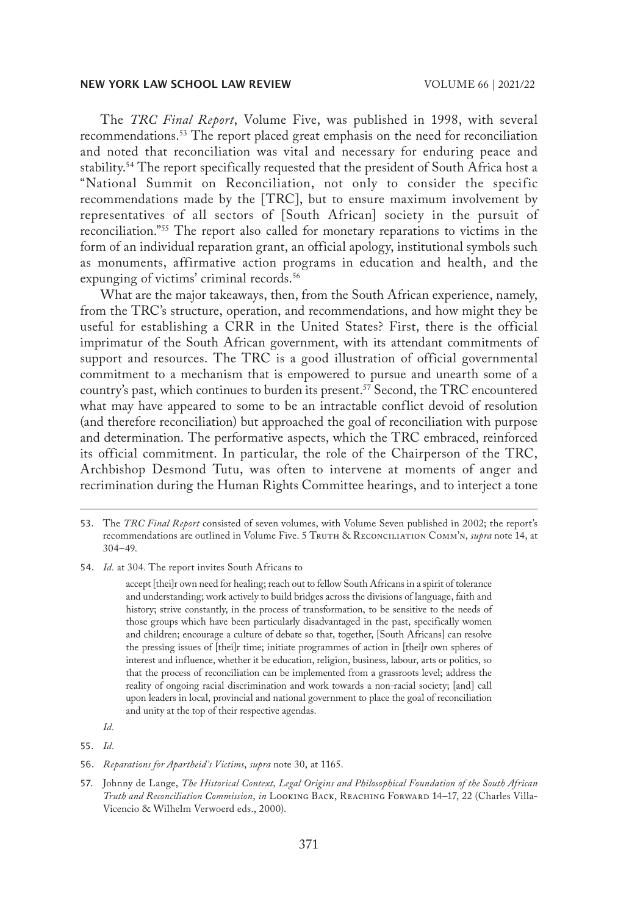The *TRC Final Report*, Volume Five, was published in 1998, with several recommendations.[53] The report placed great emphasis on the need for reconciliation and noted that reconciliation was vital and necessary for enduring peace and stability.[54] The report specifically requested that the president of South Africa host a "National Summit on Reconciliation, not only to consider the specific recommendations made by the [TRC], but to ensure maximum involvement by representatives of all sectors of [South African] society in the pursuit of reconciliation."[55] The report also called for monetary reparations to victims in the form of an individual reparation grant, an official apology, institutional symbols such as monuments, affirmative action programs in education and health, and the expunging of victims' criminal records.[56]

What are the major takeaways, then, from the South African experience, namely, from the TRC's structure, operation, and recommendations, and how might they be useful for establishing a CRR in the United States? First, there is the official imprimatur of the South African government, with its attendant commitments of support and resources. The TRC is a good illustration of official governmental commitment to a mechanism that is empowered to pursue and unearth some of a country's past, which continues to burden its present.[57] Second, the TRC encountered what may have appeared to some to be an intractable conflict devoid of resolution (and therefore reconciliation) but approached the goal of reconciliation with purpose and determination. The performative aspects, which the TRC embraced, reinforced its official commitment. In particular, the role of the Chairperson of the TRC, Archbishop Desmond Tutu, was often to intervene at moments of anger and recrimination during the Human Rights Committee hearings, and to interject a tone

---

53. The *TRC Final Report* consisted of seven volumes, with Volume Seven published in 2002; the report's recommendations are outlined in Volume Five. 5 Truth & Reconciliation Comm'n, *supra* note 14, at 304–49.

54. *Id.* at 304. The report invites South Africans to

> accept [thei]r own need for healing; reach out to fellow South Africans in a spirit of tolerance and understanding; work actively to build bridges across the divisions of language, faith and history; strive constantly, in the process of transformation, to be sensitive to the needs of those groups which have been particularly disadvantaged in the past, specifically women and children; encourage a culture of debate so that, together, [South Africans] can resolve the pressing issues of [thei]r time; initiate programmes of action in [thei]r own spheres of interest and influence, whether it be education, religion, business, labour, arts or politics, so that the process of reconciliation can be implemented from a grassroots level; address the reality of ongoing racial discrimination and work towards a non-racial society; [and] call upon leaders in local, provincial and national government to place the goal of reconciliation and unity at the top of their respective agendas.

*Id.*

55. *Id.*

56. *Reparations for Apartheid's Victims*, *supra* note 30, at 1165.

57. Johnny de Lange, *The Historical Context, Legal Origins and Philosophical Foundation of the South African Truth and Reconciliation Commission*, *in* Looking Back, Reaching Forward 14–17, 22 (Charles Villa-Vicencio & Wilhelm Verwoerd eds., 2000).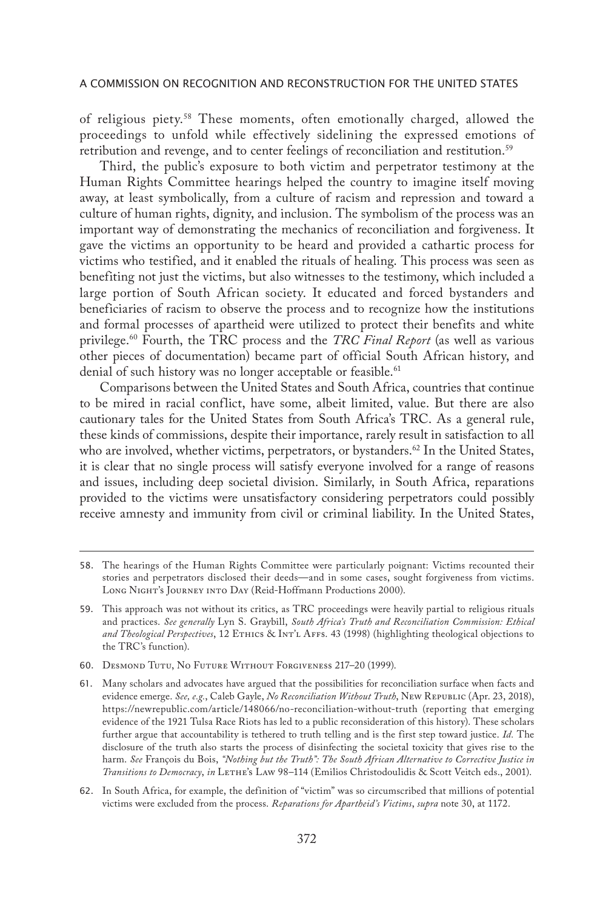of religious piety.[58] These moments, often emotionally charged, allowed the proceedings to unfold while effectively sidelining the expressed emotions of retribution and revenge, and to center feelings of reconciliation and restitution.[59]

Third, the public's exposure to both victim and perpetrator testimony at the Human Rights Committee hearings helped the country to imagine itself moving away, at least symbolically, from a culture of racism and repression and toward a culture of human rights, dignity, and inclusion. The symbolism of the process was an important way of demonstrating the mechanics of reconciliation and forgiveness. It gave the victims an opportunity to be heard and provided a cathartic process for victims who testified, and it enabled the rituals of healing. This process was seen as benefiting not just the victims, but also witnesses to the testimony, which included a large portion of South African society. It educated and forced bystanders and beneficiaries of racism to observe the process and to recognize how the institutions and formal processes of apartheid were utilized to protect their benefits and white privilege.[60] Fourth, the TRC process and the *TRC Final Report* (as well as various other pieces of documentation) became part of official South African history, and denial of such history was no longer acceptable or feasible.[61]

Comparisons between the United States and South Africa, countries that continue to be mired in racial conflict, have some, albeit limited, value. But there are also cautionary tales for the United States from South Africa's TRC. As a general rule, these kinds of commissions, despite their importance, rarely result in satisfaction to all who are involved, whether victims, perpetrators, or bystanders.[62] In the United States, it is clear that no single process will satisfy everyone involved for a range of reasons and issues, including deep societal division. Similarly, in South Africa, reparations provided to the victims were unsatisfactory considering perpetrators could possibly receive amnesty and immunity from civil or criminal liability. In the United States,

---

58. The hearings of the Human Rights Committee were particularly poignant: Victims recounted their stories and perpetrators disclosed their deeds—and in some cases, sought forgiveness from victims. Long Night's Journey into Day (Reid-Hoffmann Productions 2000).

59. This approach was not without its critics, as TRC proceedings were heavily partial to religious rituals and practices. *See generally* Lyn S. Graybill, *South Africa's Truth and Reconciliation Commission: Ethical and Theological Perspectives*, 12 Ethics & Int'l Affs. 43 (1998) (highlighting theological objections to the TRC's function).

60. Desmond Tutu, No Future Without Forgiveness 217–20 (1999).

61. Many scholars and advocates have argued that the possibilities for reconciliation surface when facts and evidence emerge. *See, e.g.*, Caleb Gayle, *No Reconciliation Without Truth*, New Republic (Apr. 23, 2018), https://newrepublic.com/article/148066/no-reconciliation-without-truth (reporting that emerging evidence of the 1921 Tulsa Race Riots has led to a public reconsideration of this history). These scholars further argue that accountability is tethered to truth telling and is the first step toward justice. *Id.* The disclosure of the truth also starts the process of disinfecting the societal toxicity that gives rise to the harm. *See* François du Bois, *"Nothing but the Truth": The South African Alternative to Corrective Justice in Transitions to Democracy*, *in* Lethe's Law 98–114 (Emilios Christodoulidis & Scott Veitch eds., 2001).

62. In South Africa, for example, the definition of "victim" was so circumscribed that millions of potential victims were excluded from the process. *Reparations for Apartheid's Victims*, *supra* note 30, at 1172.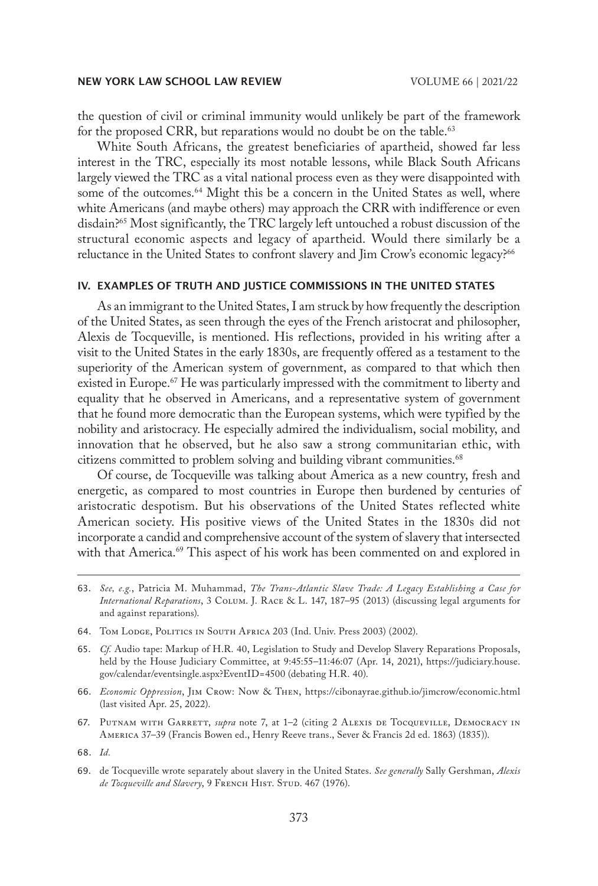the question of civil or criminal immunity would unlikely be part of the framework for the proposed CRR, but reparations would no doubt be on the table.[63]

White South Africans, the greatest beneficiaries of apartheid, showed far less interest in the TRC, especially its most notable lessons, while Black South Africans largely viewed the TRC as a vital national process even as they were disappointed with some of the outcomes.[64] Might this be a concern in the United States as well, where white Americans (and maybe others) may approach the CRR with indifference or even disdain?[65] Most significantly, the TRC largely left untouched a robust discussion of the structural economic aspects and legacy of apartheid. Would there similarly be a reluctance in the United States to confront slavery and Jim Crow's economic legacy?[66]

## IV. EXAMPLES OF TRUTH AND JUSTICE COMMISSIONS IN THE UNITED STATES

As an immigrant to the United States, I am struck by how frequently the description of the United States, as seen through the eyes of the French aristocrat and philosopher, Alexis de Tocqueville, is mentioned. His reflections, provided in his writing after a visit to the United States in the early 1830s, are frequently offered as a testament to the superiority of the American system of government, as compared to that which then existed in Europe.[67] He was particularly impressed with the commitment to liberty and equality that he observed in Americans, and a representative system of government that he found more democratic than the European systems, which were typified by the nobility and aristocracy. He especially admired the individualism, social mobility, and innovation that he observed, but he also saw a strong communitarian ethic, with citizens committed to problem solving and building vibrant communities.[68]

Of course, de Tocqueville was talking about America as a new country, fresh and energetic, as compared to most countries in Europe then burdened by centuries of aristocratic despotism. But his observations of the United States reflected white American society. His positive views of the United States in the 1830s did not incorporate a candid and comprehensive account of the system of slavery that intersected with that America.[69] This aspect of his work has been commented on and explored in

---

63. *See, e.g.*, Patricia M. Muhammad, *The Trans-Atlantic Slave Trade: A Legacy Establishing a Case for International Reparations*, 3 Colum. J. Race & L. 147, 187–95 (2013) (discussing legal arguments for and against reparations).

64. Tom Lodge, Politics in South Africa 203 (Ind. Univ. Press 2003) (2002).

65. *Cf.* Audio tape: Markup of H.R. 40, Legislation to Study and Develop Slavery Reparations Proposals, held by the House Judiciary Committee, at 9:45:55–11:46:07 (Apr. 14, 2021), https://judiciary.house.gov/calendar/eventsingle.aspx?EventID=4500 (debating H.R. 40).

66. *Economic Oppression*, Jim Crow: Now & Then, https://cibonayrae.github.io/jimcrow/economic.html (last visited Apr. 25, 2022).

67. Putnam with Garrett, *supra* note 7, at 1–2 (citing 2 Alexis de Tocqueville, Democracy in America 37–39 (Francis Bowen ed., Henry Reeve trans., Sever & Francis 2d ed. 1863) (1835)).

68. *Id.*

69. de Tocqueville wrote separately about slavery in the United States. *See generally* Sally Gershman, *Alexis de Tocqueville and Slavery*, 9 French Hist. Stud. 467 (1976).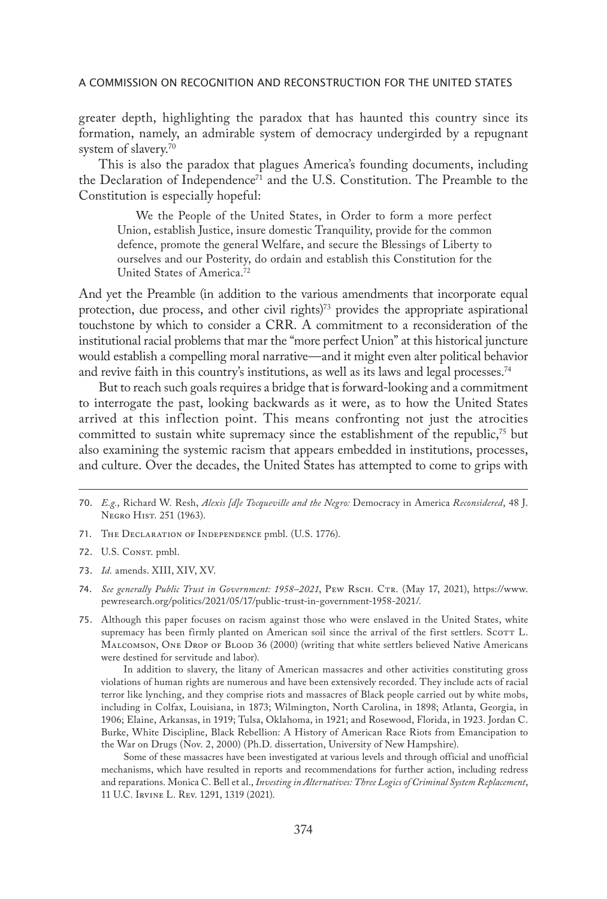greater depth, highlighting the paradox that has haunted this country since its formation, namely, an admirable system of democracy undergirded by a repugnant system of slavery.[70]

This is also the paradox that plagues America's founding documents, including the Declaration of Independence[71] and the U.S. Constitution. The Preamble to the Constitution is especially hopeful:

> We the People of the United States, in Order to form a more perfect Union, establish Justice, insure domestic Tranquility, provide for the common defence, promote the general Welfare, and secure the Blessings of Liberty to ourselves and our Posterity, do ordain and establish this Constitution for the United States of America.[72]

And yet the Preamble (in addition to the various amendments that incorporate equal protection, due process, and other civil rights)[73] provides the appropriate aspirational touchstone by which to consider a CRR. A commitment to a reconsideration of the institutional racial problems that mar the "more perfect Union" at this historical juncture would establish a compelling moral narrative—and it might even alter political behavior and revive faith in this country's institutions, as well as its laws and legal processes.[74]

But to reach such goals requires a bridge that is forward-looking and a commitment to interrogate the past, looking backwards as it were, as to how the United States arrived at this inflection point. This means confronting not just the atrocities committed to sustain white supremacy since the establishment of the republic,[75] but also examining the systemic racism that appears embedded in institutions, processes, and culture. Over the decades, the United States has attempted to come to grips with

---

70. *E.g.*, Richard W. Resh, *Alexis [d]e Tocqueville and the Negro:* Democracy in America *Reconsidered*, 48 J. Negro Hist. 251 (1963).

71. The Declaration of Independence pmbl. (U.S. 1776).

72. U.S. Const. pmbl.

73. *Id.* amends. XIII, XIV, XV.

74. *See generally Public Trust in Government: 1958–2021*, Pew Rsch. Ctr. (May 17, 2021), https://www.pewresearch.org/politics/2021/05/17/public-trust-in-government-1958-2021/.

75. Although this paper focuses on racism against those who were enslaved in the United States, white supremacy has been firmly planted on American soil since the arrival of the first settlers. Scott L. Malcomson, One Drop of Blood 36 (2000) (writing that white settlers believed Native Americans were destined for servitude and labor).

In addition to slavery, the litany of American massacres and other activities constituting gross violations of human rights are numerous and have been extensively recorded. They include acts of racial terror like lynching, and they comprise riots and massacres of Black people carried out by white mobs, including in Colfax, Louisiana, in 1873; Wilmington, North Carolina, in 1898; Atlanta, Georgia, in 1906; Elaine, Arkansas, in 1919; Tulsa, Oklahoma, in 1921; and Rosewood, Florida, in 1923. Jordan C. Burke, White Discipline, Black Rebellion: A History of American Race Riots from Emancipation to the War on Drugs (Nov. 2, 2000) (Ph.D. dissertation, University of New Hampshire).

Some of these massacres have been investigated at various levels and through official and unofficial mechanisms, which have resulted in reports and recommendations for further action, including redress and reparations. Monica C. Bell et al., *Investing in Alternatives: Three Logics of Criminal System Replacement*, 11 U.C. Irvine L. Rev. 1291, 1319 (2021).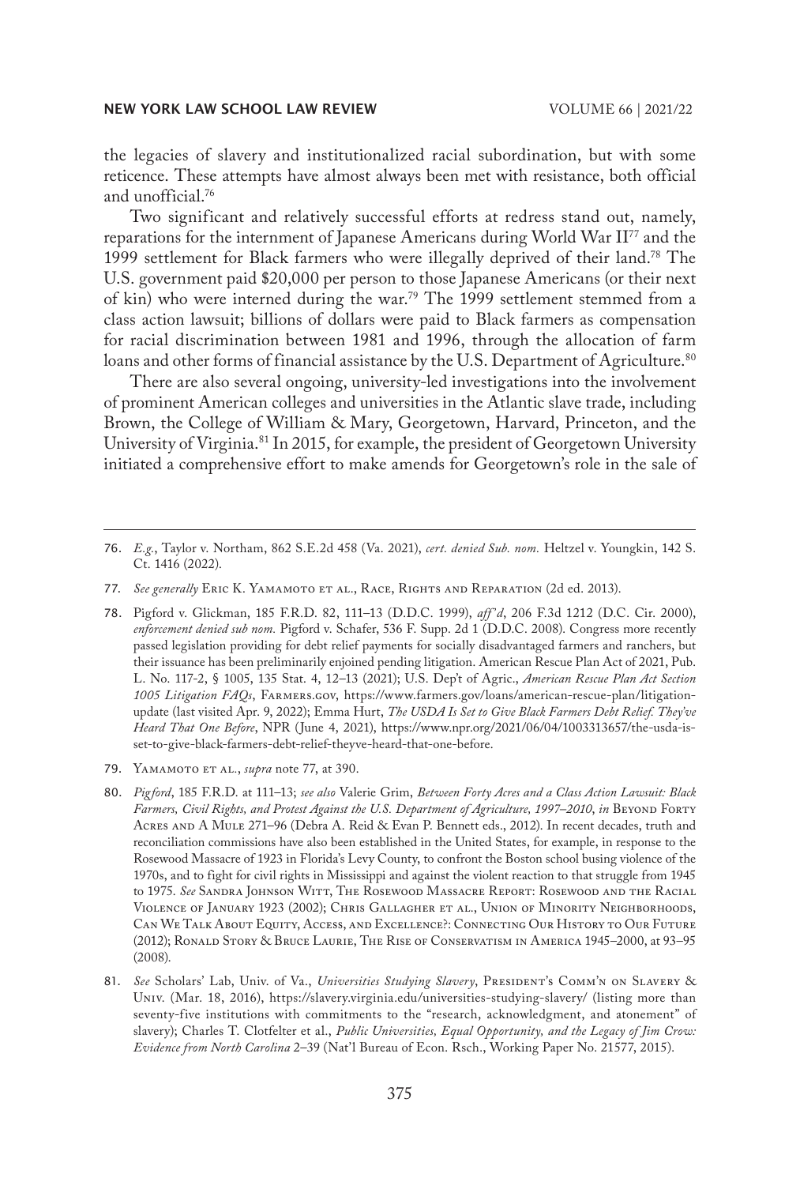the legacies of slavery and institutionalized racial subordination, but with some reticence. These attempts have almost always been met with resistance, both official and unofficial.[76]

Two significant and relatively successful efforts at redress stand out, namely, reparations for the internment of Japanese Americans during World War II[77] and the 1999 settlement for Black farmers who were illegally deprived of their land.[78] The U.S. government paid $20,000 per person to those Japanese Americans (or their next of kin) who were interned during the war.[79] The 1999 settlement stemmed from a class action lawsuit; billions of dollars were paid to Black farmers as compensation for racial discrimination between 1981 and 1996, through the allocation of farm loans and other forms of financial assistance by the U.S. Department of Agriculture.[80]

There are also several ongoing, university-led investigations into the involvement of prominent American colleges and universities in the Atlantic slave trade, including Brown, the College of William & Mary, Georgetown, Harvard, Princeton, and the University of Virginia.[81] In 2015, for example, the president of Georgetown University initiated a comprehensive effort to make amends for Georgetown's role in the sale of

---

76. *E.g.*, Taylor v. Northam, 862 S.E.2d 458 (Va. 2021), *cert. denied Sub. nom.* Heltzel v. Youngkin, 142 S. Ct. 1416 (2022).

77. *See generally* Eric K. Yamamoto et al., Race, Rights and Reparation (2d ed. 2013).

78. Pigford v. Glickman, 185 F.R.D. 82, 111–13 (D.D.C. 1999), *aff'd*, 206 F.3d 1212 (D.C. Cir. 2000), *enforcement denied sub nom.* Pigford v. Schafer, 536 F. Supp. 2d 1 (D.D.C. 2008). Congress more recently passed legislation providing for debt relief payments for socially disadvantaged farmers and ranchers, but their issuance has been preliminarily enjoined pending litigation. American Rescue Plan Act of 2021, Pub. L. No. 117-2, § 1005, 135 Stat. 4, 12–13 (2021); U.S. Dep't of Agric., *American Rescue Plan Act Section 1005 Litigation FAQs*, Farmers.gov, https://www.farmers.gov/loans/american-rescue-plan/litigation-update (last visited Apr. 9, 2022); Emma Hurt, *The USDA Is Set to Give Black Farmers Debt Relief. They've Heard That One Before*, NPR (June 4, 2021), https://www.npr.org/2021/06/04/1003313657/the-usda-is-set-to-give-black-farmers-debt-relief-theyve-heard-that-one-before.

79. Yamamoto et al., *supra* note 77, at 390.

80. *Pigford*, 185 F.R.D. at 111–13; *see also* Valerie Grim, *Between Forty Acres and a Class Action Lawsuit: Black Farmers, Civil Rights, and Protest Against the U.S. Department of Agriculture, 1997–2010*, *in* Beyond Forty Acres and A Mule 271–96 (Debra A. Reid & Evan P. Bennett eds., 2012). In recent decades, truth and reconciliation commissions have also been established in the United States, for example, in response to the Rosewood Massacre of 1923 in Florida's Levy County, to confront the Boston school busing violence of the 1970s, and to fight for civil rights in Mississippi and against the violent reaction to that struggle from 1945 to 1975. *See* Sandra Johnson Witt, The Rosewood Massacre Report: Rosewood and the Racial Violence of January 1923 (2002); Chris Gallagher et al., Union of Minority Neighborhoods, Can We Talk About Equity, Access, and Excellence?: Connecting Our History to Our Future (2012); Ronald Story & Bruce Laurie, The Rise of Conservatism in America 1945–2000, at 93–95 (2008).

81. *See* Scholars' Lab, Univ. of Va., *Universities Studying Slavery*, President's Comm'n on Slavery & Univ. (Mar. 18, 2016), https://slavery.virginia.edu/universities-studying-slavery/ (listing more than seventy-five institutions with commitments to the "research, acknowledgment, and atonement" of slavery); Charles T. Clotfelter et al., *Public Universities, Equal Opportunity, and the Legacy of Jim Crow: Evidence from North Carolina* 2–39 (Nat'l Bureau of Econ. Rsch., Working Paper No. 21577, 2015).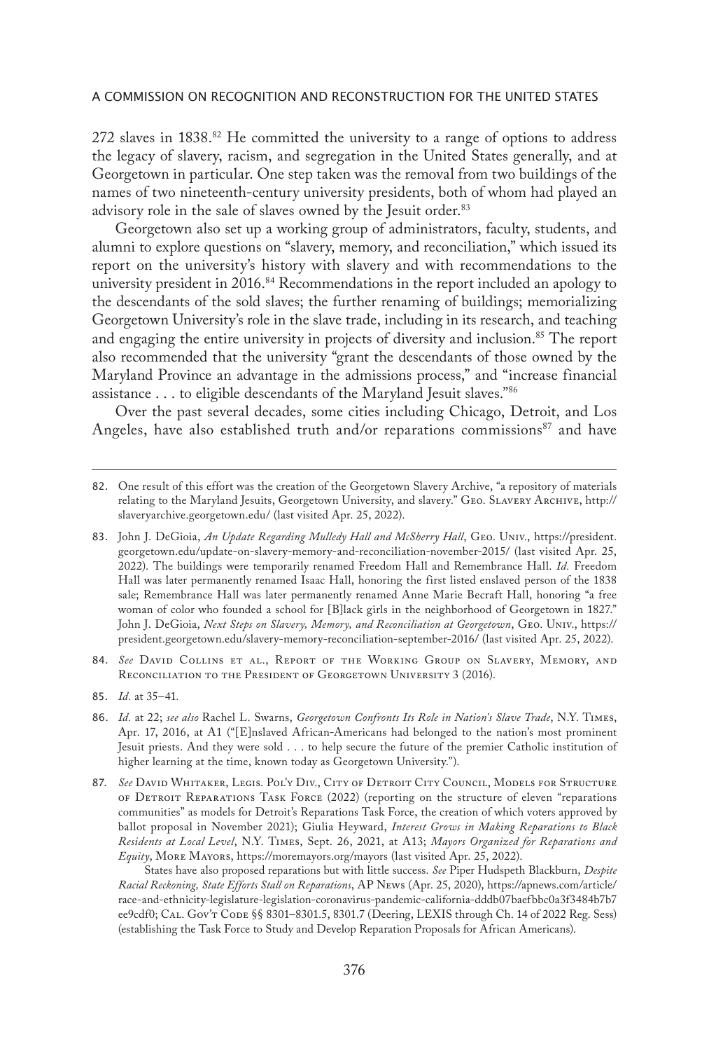272 slaves in 1838.[82] He committed the university to a range of options to address the legacy of slavery, racism, and segregation in the United States generally, and at Georgetown in particular. One step taken was the removal from two buildings of the names of two nineteenth-century university presidents, both of whom had played an advisory role in the sale of slaves owned by the Jesuit order.[83]

Georgetown also set up a working group of administrators, faculty, students, and alumni to explore questions on "slavery, memory, and reconciliation," which issued its report on the university's history with slavery and with recommendations to the university president in 2016.[84] Recommendations in the report included an apology to the descendants of the sold slaves; the further renaming of buildings; memorializing Georgetown University's role in the slave trade, including in its research, and teaching and engaging the entire university in projects of diversity and inclusion.[85] The report also recommended that the university "grant the descendants of those owned by the Maryland Province an advantage in the admissions process," and "increase financial assistance . . . to eligible descendants of the Maryland Jesuit slaves."[86]

Over the past several decades, some cities including Chicago, Detroit, and Los Angeles, have also established truth and/or reparations commissions[87] and have

---

82. One result of this effort was the creation of the Georgetown Slavery Archive, "a repository of materials relating to the Maryland Jesuits, Georgetown University, and slavery." Geo. Slavery Archive, http://slaveryarchive.georgetown.edu/ (last visited Apr. 25, 2022).

83. John J. DeGioia, *An Update Regarding Mulledy Hall and McSherry Hall*, Geo. Univ., https://president.georgetown.edu/update-on-slavery-memory-and-reconciliation-november-2015/ (last visited Apr. 25, 2022). The buildings were temporarily renamed Freedom Hall and Remembrance Hall. *Id.* Freedom Hall was later permanently renamed Isaac Hall, honoring the first listed enslaved person of the 1838 sale; Remembrance Hall was later permanently renamed Anne Marie Becraft Hall, honoring "a free woman of color who founded a school for [B]lack girls in the neighborhood of Georgetown in 1827." John J. DeGioia, *Next Steps on Slavery, Memory, and Reconciliation at Georgetown*, Geo. Univ., https://president.georgetown.edu/slavery-memory-reconciliation-september-2016/ (last visited Apr. 25, 2022).

84. *See* David Collins et al., Report of the Working Group on Slavery, Memory, and Reconciliation to the President of Georgetown University 3 (2016).

85. *Id.* at 35–41.

86. *Id.* at 22; *see also* Rachel L. Swarns, *Georgetown Confronts Its Role in Nation's Slave Trade*, N.Y. Times, Apr. 17, 2016, at A1 ("[E]nslaved African-Americans had belonged to the nation's most prominent Jesuit priests. And they were sold . . . to help secure the future of the premier Catholic institution of higher learning at the time, known today as Georgetown University.").

87. *See* David Whitaker, Legis. Pol'y Div., City of Detroit City Council, Models for Structure of Detroit Reparations Task Force (2022) (reporting on the structure of eleven "reparations communities" as models for Detroit's Reparations Task Force, the creation of which voters approved by ballot proposal in November 2021); Giulia Heyward, *Interest Grows in Making Reparations to Black Residents at Local Level*, N.Y. Times, Sept. 26, 2021, at A13; *Mayors Organized for Reparations and Equity*, More Mayors, https://moremayors.org/mayors (last visited Apr. 25, 2022).

States have also proposed reparations but with little success. *See* Piper Hudspeth Blackburn, *Despite Racial Reckoning, State Efforts Stall on Reparations*, AP News (Apr. 25, 2020), https://apnews.com/article/race-and-ethnicity-legislature-legislation-coronavirus-pandemic-california-dddb07baefbbc0a3f3484b7b7ee9cdf0; Cal. Gov't Code §§ 8301–8301.5, 8301.7 (Deering, LEXIS through Ch. 14 of 2022 Reg. Sess) (establishing the Task Force to Study and Develop Reparation Proposals for African Americans).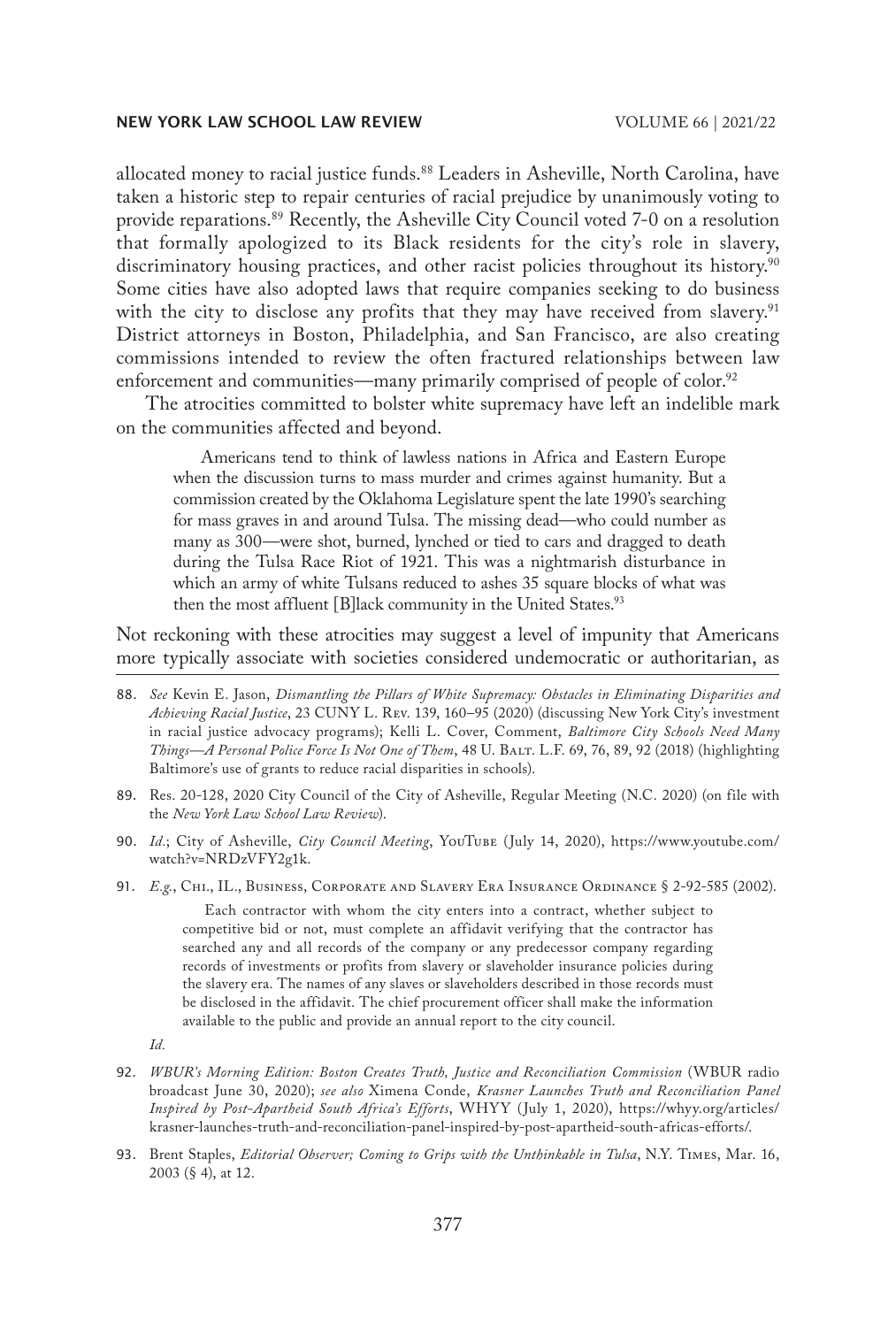allocated money to racial justice funds.[88] Leaders in Asheville, North Carolina, have taken a historic step to repair centuries of racial prejudice by unanimously voting to provide reparations.[89] Recently, the Asheville City Council voted 7-0 on a resolution that formally apologized to its Black residents for the city's role in slavery, discriminatory housing practices, and other racist policies throughout its history.[90] Some cities have also adopted laws that require companies seeking to do business with the city to disclose any profits that they may have received from slavery.[91] District attorneys in Boston, Philadelphia, and San Francisco, are also creating commissions intended to review the often fractured relationships between law enforcement and communities—many primarily comprised of people of color.[92]

The atrocities committed to bolster white supremacy have left an indelible mark on the communities affected and beyond.

> Americans tend to think of lawless nations in Africa and Eastern Europe when the discussion turns to mass murder and crimes against humanity. But a commission created by the Oklahoma Legislature spent the late 1990's searching for mass graves in and around Tulsa. The missing dead—who could number as many as 300—were shot, burned, lynched or tied to cars and dragged to death during the Tulsa Race Riot of 1921. This was a nightmarish disturbance in which an army of white Tulsans reduced to ashes 35 square blocks of what was then the most affluent [B]lack community in the United States.[93]

Not reckoning with these atrocities may suggest a level of impunity that Americans more typically associate with societies considered undemocratic or authoritarian, as

---

88. *See* Kevin E. Jason, *Dismantling the Pillars of White Supremacy: Obstacles in Eliminating Disparities and Achieving Racial Justice*, 23 CUNY L. Rev. 139, 160–95 (2020) (discussing New York City's investment in racial justice advocacy programs); Kelli L. Cover, Comment, *Baltimore City Schools Need Many Things—A Personal Police Force Is Not One of Them*, 48 U. Balt. L.F. 69, 76, 89, 92 (2018) (highlighting Baltimore's use of grants to reduce racial disparities in schools).

89. Res. 20-128, 2020 City Council of the City of Asheville, Regular Meeting (N.C. 2020) (on file with the *New York Law School Law Review*).

90. *Id.*; City of Asheville, *City Council Meeting*, YouTube (July 14, 2020), https://www.youtube.com/watch?v=NRDzVFY2g1k.

91. *E.g.*, Chi., IL., Business, Corporate and Slavery Era Insurance Ordinance § 2-92-585 (2002).

> Each contractor with whom the city enters into a contract, whether subject to competitive bid or not, must complete an affidavit verifying that the contractor has searched any and all records of the company or any predecessor company regarding records of investments or profits from slavery or slaveholder insurance policies during the slavery era. The names of any slaves or slaveholders described in those records must be disclosed in the affidavit. The chief procurement officer shall make the information available to the public and provide an annual report to the city council.

*Id.*

92. *WBUR's Morning Edition: Boston Creates Truth, Justice and Reconciliation Commission* (WBUR radio broadcast June 30, 2020); *see also* Ximena Conde, *Krasner Launches Truth and Reconciliation Panel Inspired by Post-Apartheid South Africa's Efforts*, WHYY (July 1, 2020), https://whyy.org/articles/krasner-launches-truth-and-reconciliation-panel-inspired-by-post-apartheid-south-africas-efforts/.

93. Brent Staples, *Editorial Observer; Coming to Grips with the Unthinkable in Tulsa*, N.Y. Times, Mar. 16, 2003 (§ 4), at 12.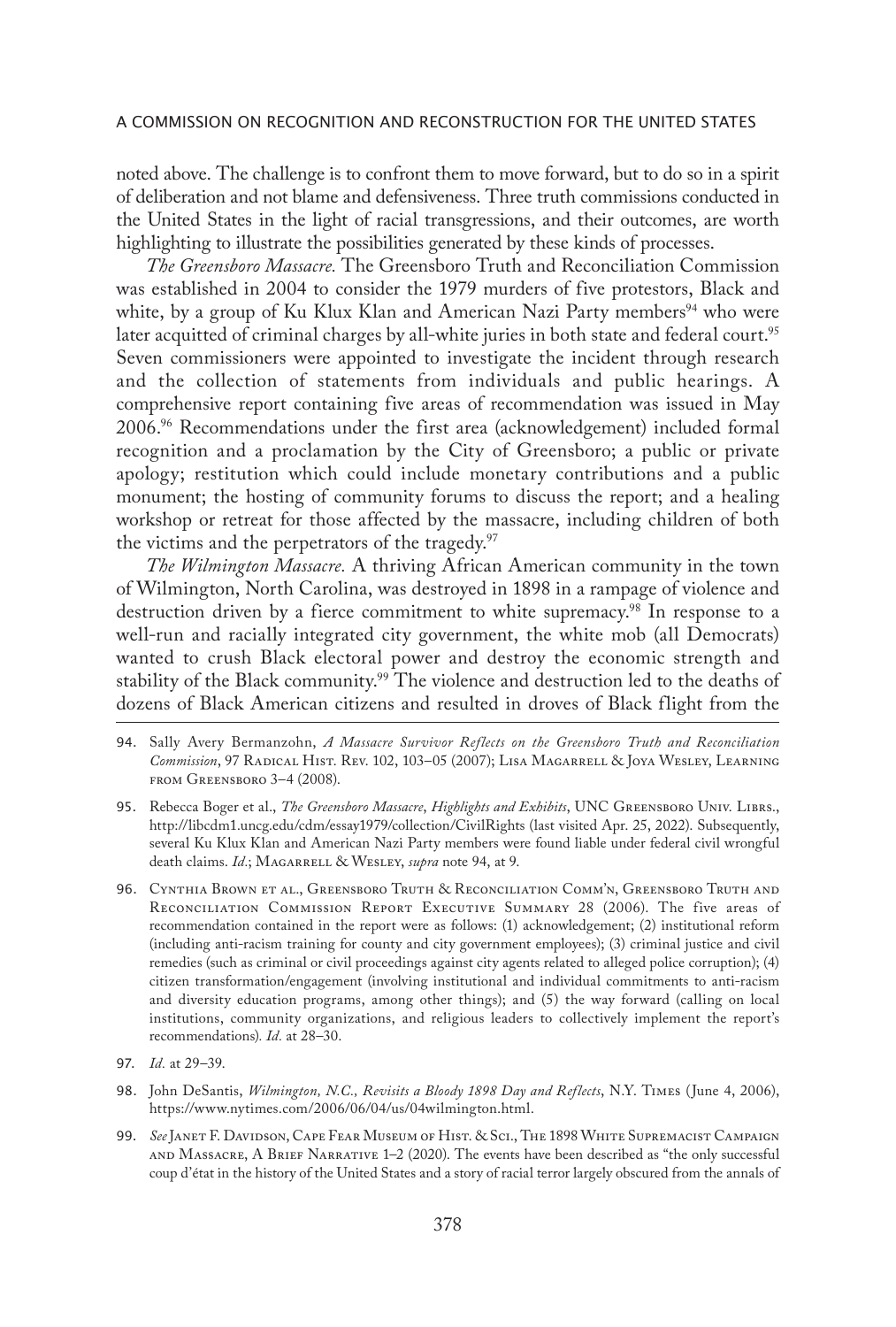noted above. The challenge is to confront them to move forward, but to do so in a spirit of deliberation and not blame and defensiveness. Three truth commissions conducted in the United States in the light of racial transgressions, and their outcomes, are worth highlighting to illustrate the possibilities generated by these kinds of processes.

*The Greensboro Massacre.* The Greensboro Truth and Reconciliation Commission was established in 2004 to consider the 1979 murders of five protestors, Black and white, by a group of Ku Klux Klan and American Nazi Party members[94] who were later acquitted of criminal charges by all-white juries in both state and federal court.[95] Seven commissioners were appointed to investigate the incident through research and the collection of statements from individuals and public hearings. A comprehensive report containing five areas of recommendation was issued in May 2006.[96] Recommendations under the first area (acknowledgement) included formal recognition and a proclamation by the City of Greensboro; a public or private apology; restitution which could include monetary contributions and a public monument; the hosting of community forums to discuss the report; and a healing workshop or retreat for those affected by the massacre, including children of both the victims and the perpetrators of the tragedy.[97]

*The Wilmington Massacre.* A thriving African American community in the town of Wilmington, North Carolina, was destroyed in 1898 in a rampage of violence and destruction driven by a fierce commitment to white supremacy.[98] In response to a well-run and racially integrated city government, the white mob (all Democrats) wanted to crush Black electoral power and destroy the economic strength and stability of the Black community.[99] The violence and destruction led to the deaths of dozens of Black American citizens and resulted in droves of Black flight from the

---

94. Sally Avery Bermanzohn, *A Massacre Survivor Reflects on the Greensboro Truth and Reconciliation Commission*, 97 Radical Hist. Rev. 102, 103–05 (2007); Lisa Magarrell & Joya Wesley, Learning from Greensboro 3–4 (2008).

95. Rebecca Boger et al., *The Greensboro Massacre*, *Highlights and Exhibits*, UNC Greensboro Univ. Librs., http://libcdm1.uncg.edu/cdm/essay1979/collection/CivilRights (last visited Apr. 25, 2022). Subsequently, several Ku Klux Klan and American Nazi Party members were found liable under federal civil wrongful death claims. *Id.*; Magarrell & Wesley, *supra* note 94, at 9.

96. Cynthia Brown et al., Greensboro Truth & Reconciliation Comm'n, Greensboro Truth and Reconciliation Commission Report Executive Summary 28 (2006). The five areas of recommendation contained in the report were as follows: (1) acknowledgement; (2) institutional reform (including anti-racism training for county and city government employees); (3) criminal justice and civil remedies (such as criminal or civil proceedings against city agents related to alleged police corruption); (4) citizen transformation/engagement (involving institutional and individual commitments to anti-racism and diversity education programs, among other things); and (5) the way forward (calling on local institutions, community organizations, and religious leaders to collectively implement the report's recommendations). *Id.* at 28–30.

97. *Id.* at 29–39.

98. John DeSantis, *Wilmington, N.C., Revisits a Bloody 1898 Day and Reflects*, N.Y. Times (June 4, 2006), https://www.nytimes.com/2006/06/04/us/04wilmington.html.

99. *See* Janet F. Davidson, Cape Fear Museum of Hist. & Sci., The 1898 White Supremacist Campaign and Massacre, A Brief Narrative 1–2 (2020). The events have been described as "the only successful coup d'état in the history of the United States and a story of racial terror largely obscured from the annals of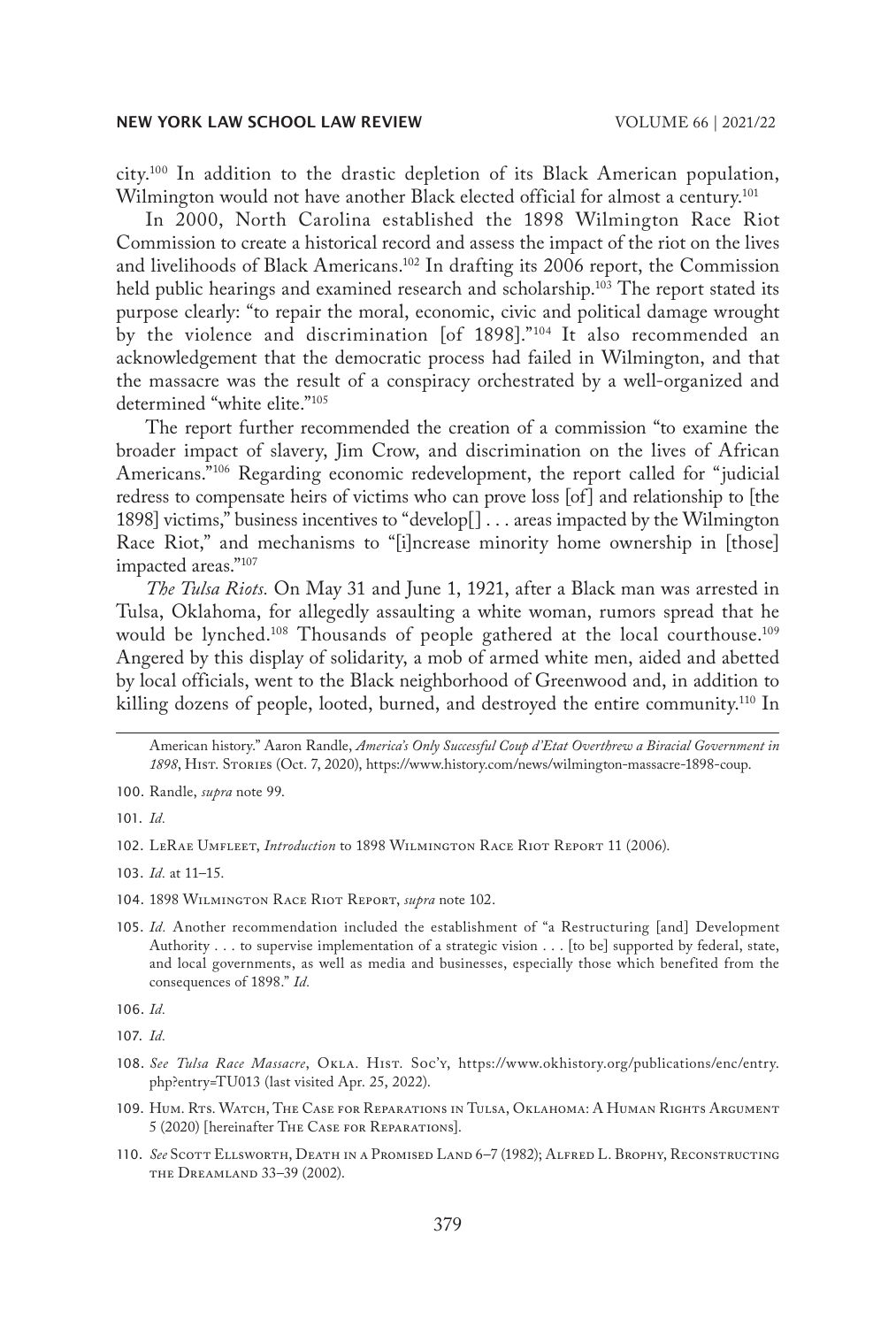city.[100] In addition to the drastic depletion of its Black American population, Wilmington would not have another Black elected official for almost a century.[101]

In 2000, North Carolina established the 1898 Wilmington Race Riot Commission to create a historical record and assess the impact of the riot on the lives and livelihoods of Black Americans.[102] In drafting its 2006 report, the Commission held public hearings and examined research and scholarship.[103] The report stated its purpose clearly: "to repair the moral, economic, civic and political damage wrought by the violence and discrimination [of 1898]."[104] It also recommended an acknowledgement that the democratic process had failed in Wilmington, and that the massacre was the result of a conspiracy orchestrated by a well-organized and determined "white elite."[105]

The report further recommended the creation of a commission "to examine the broader impact of slavery, Jim Crow, and discrimination on the lives of African Americans."[106] Regarding economic redevelopment, the report called for "judicial redress to compensate heirs of victims who can prove loss [of] and relationship to [the 1898] victims," business incentives to "develop[] . . . areas impacted by the Wilmington Race Riot," and mechanisms to "[i]ncrease minority home ownership in [those] impacted areas."[107]

*The Tulsa Riots.* On May 31 and June 1, 1921, after a Black man was arrested in Tulsa, Oklahoma, for allegedly assaulting a white woman, rumors spread that he would be lynched.[108] Thousands of people gathered at the local courthouse.[109] Angered by this display of solidarity, a mob of armed white men, aided and abetted by local officials, went to the Black neighborhood of Greenwood and, in addition to killing dozens of people, looted, burned, and destroyed the entire community.[110] In

---

American history." Aaron Randle, *America's Only Successful Coup d'Etat Overthrew a Biracial Government in 1898*, Hist. Stories (Oct. 7, 2020), https://www.history.com/news/wilmington-massacre-1898-coup.

100. Randle, *supra* note 99.

101. *Id.*

102. LeRae Umfleet, *Introduction* to 1898 Wilmington Race Riot Report 11 (2006).

103. *Id.* at 11–15.

104. 1898 Wilmington Race Riot Report, *supra* note 102.

105. *Id.* Another recommendation included the establishment of "a Restructuring [and] Development Authority . . . to supervise implementation of a strategic vision . . . [to be] supported by federal, state, and local governments, as well as media and businesses, especially those which benefited from the consequences of 1898." *Id.*

106. *Id.*

107. *Id.*

108. *See Tulsa Race Massacre*, Okla. Hist. Soc'y, https://www.okhistory.org/publications/enc/entry.php?entry=TU013 (last visited Apr. 25, 2022).

109. Hum. Rts. Watch, The Case for Reparations in Tulsa, Oklahoma: A Human Rights Argument 5 (2020) [hereinafter The Case for Reparations].

110. *See* Scott Ellsworth, Death in a Promised Land 6–7 (1982); Alfred L. Brophy, Reconstructing the Dreamland 33–39 (2002).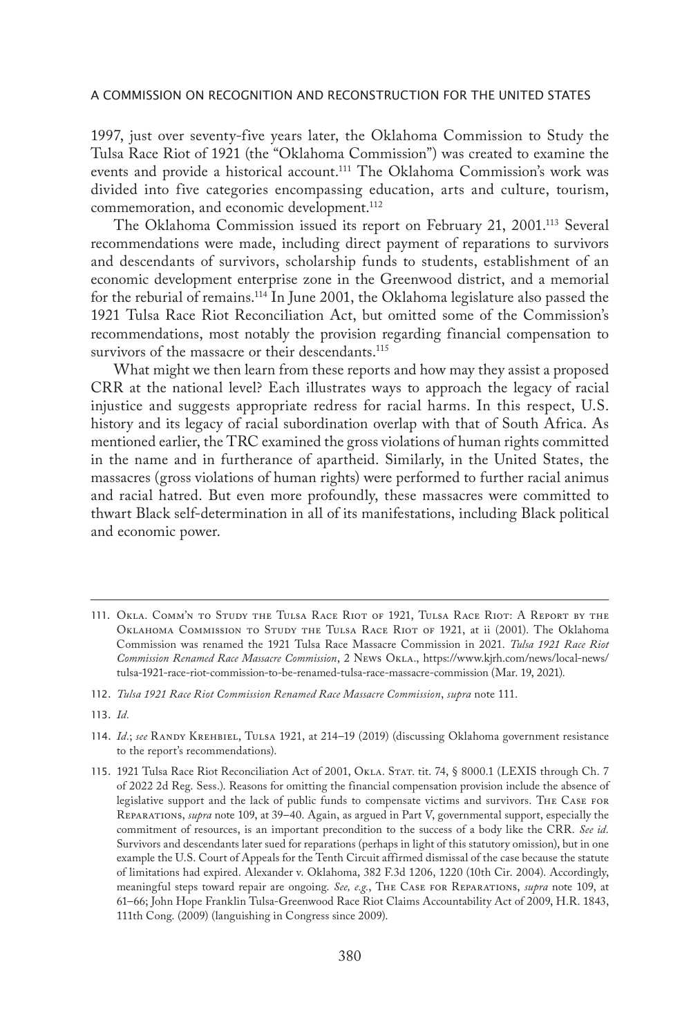1997, just over seventy-five years later, the Oklahoma Commission to Study the Tulsa Race Riot of 1921 (the "Oklahoma Commission") was created to examine the events and provide a historical account.[111] The Oklahoma Commission's work was divided into five categories encompassing education, arts and culture, tourism, commemoration, and economic development.[112]

The Oklahoma Commission issued its report on February 21, 2001.[113] Several recommendations were made, including direct payment of reparations to survivors and descendants of survivors, scholarship funds to students, establishment of an economic development enterprise zone in the Greenwood district, and a memorial for the reburial of remains.[114] In June 2001, the Oklahoma legislature also passed the 1921 Tulsa Race Riot Reconciliation Act, but omitted some of the Commission's recommendations, most notably the provision regarding financial compensation to survivors of the massacre or their descendants.[115]

What might we then learn from these reports and how may they assist a proposed CRR at the national level? Each illustrates ways to approach the legacy of racial injustice and suggests appropriate redress for racial harms. In this respect, U.S. history and its legacy of racial subordination overlap with that of South Africa. As mentioned earlier, the TRC examined the gross violations of human rights committed in the name and in furtherance of apartheid. Similarly, in the United States, the massacres (gross violations of human rights) were performed to further racial animus and racial hatred. But even more profoundly, these massacres were committed to thwart Black self-determination in all of its manifestations, including Black political and economic power.

---

111. Okla. Comm'n to Study the Tulsa Race Riot of 1921, Tulsa Race Riot: A Report by the Oklahoma Commission to Study the Tulsa Race Riot of 1921, at ii (2001). The Oklahoma Commission was renamed the 1921 Tulsa Race Massacre Commission in 2021. *Tulsa 1921 Race Riot Commission Renamed Race Massacre Commission*, 2 News Okla., https://www.kjrh.com/news/local-news/tulsa-1921-race-riot-commission-to-be-renamed-tulsa-race-massacre-commission (Mar. 19, 2021).

112. *Tulsa 1921 Race Riot Commission Renamed Race Massacre Commission*, *supra* note 111.

113. *Id.*

114. *Id.*; *see* Randy Krehbiel, Tulsa 1921, at 214–19 (2019) (discussing Oklahoma government resistance to the report's recommendations).

115. 1921 Tulsa Race Riot Reconciliation Act of 2001, Okla. Stat. tit. 74, § 8000.1 (LEXIS through Ch. 7 of 2022 2d Reg. Sess.). Reasons for omitting the financial compensation provision include the absence of legislative support and the lack of public funds to compensate victims and survivors. The Case for Reparations, *supra* note 109, at 39–40. Again, as argued in Part V, governmental support, especially the commitment of resources, is an important precondition to the success of a body like the CRR. *See id.* Survivors and descendants later sued for reparations (perhaps in light of this statutory omission), but in one example the U.S. Court of Appeals for the Tenth Circuit affirmed dismissal of the case because the statute of limitations had expired. Alexander v. Oklahoma, 382 F.3d 1206, 1220 (10th Cir. 2004). Accordingly, meaningful steps toward repair are ongoing. *See, e.g.*, The Case for Reparations, *supra* note 109, at 61–66; John Hope Franklin Tulsa-Greenwood Race Riot Claims Accountability Act of 2009, H.R. 1843, 111th Cong. (2009) (languishing in Congress since 2009).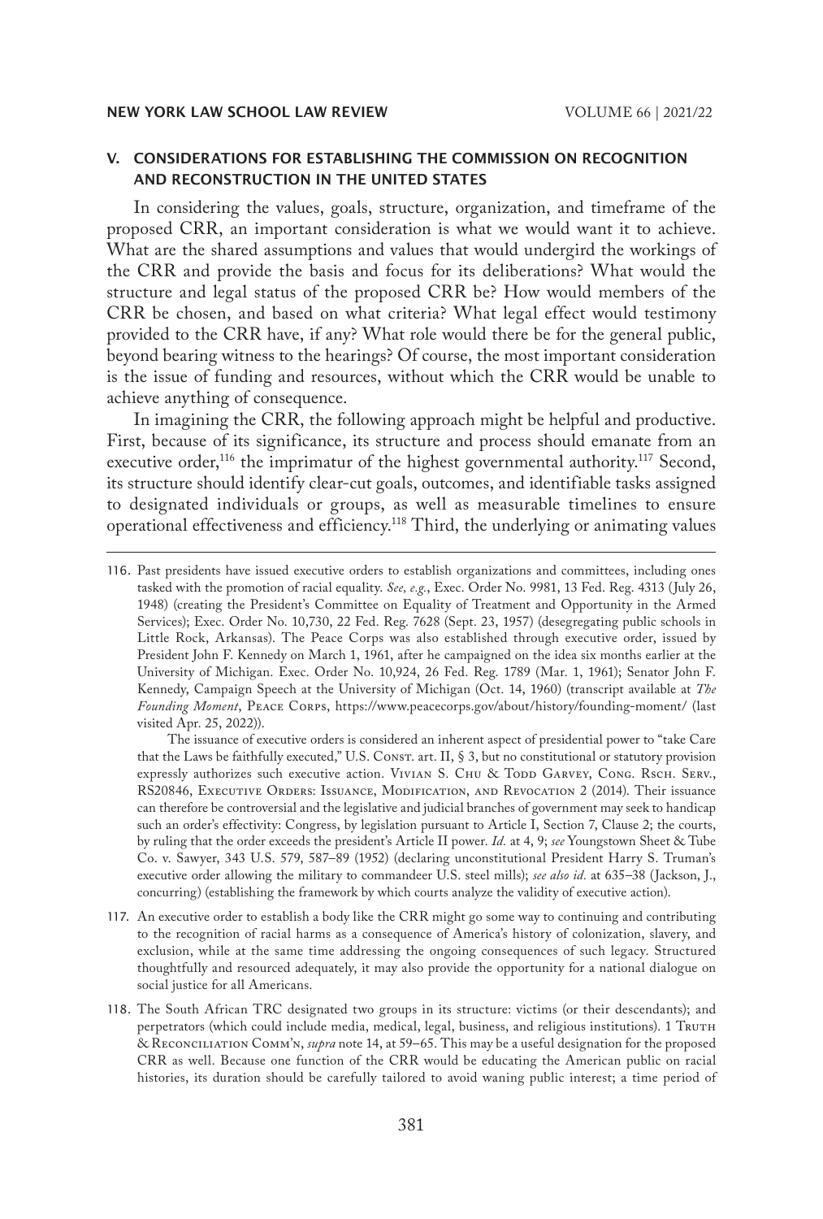## V. CONSIDERATIONS FOR ESTABLISHING THE COMMISSION ON RECOGNITION AND RECONSTRUCTION IN THE UNITED STATES

In considering the values, goals, structure, organization, and timeframe of the proposed CRR, an important consideration is what we would want it to achieve. What are the shared assumptions and values that would undergird the workings of the CRR and provide the basis and focus for its deliberations? What would the structure and legal status of the proposed CRR be? How would members of the CRR be chosen, and based on what criteria? What legal effect would testimony provided to the CRR have, if any? What role would there be for the general public, beyond bearing witness to the hearings? Of course, the most important consideration is the issue of funding and resources, without which the CRR would be unable to achieve anything of consequence.

In imagining the CRR, the following approach might be helpful and productive. First, because of its significance, its structure and process should emanate from an executive order,[116] the imprimatur of the highest governmental authority.[117] Second, its structure should identify clear-cut goals, outcomes, and identifiable tasks assigned to designated individuals or groups, as well as measurable timelines to ensure operational effectiveness and efficiency.[118] Third, the underlying or animating values

---

116. Past presidents have issued executive orders to establish organizations and committees, including ones tasked with the promotion of racial equality. *See, e.g.*, Exec. Order No. 9981, 13 Fed. Reg. 4313 (July 26, 1948) (creating the President's Committee on Equality of Treatment and Opportunity in the Armed Services); Exec. Order No. 10,730, 22 Fed. Reg. 7628 (Sept. 23, 1957) (desegregating public schools in Little Rock, Arkansas). The Peace Corps was also established through executive order, issued by President John F. Kennedy on March 1, 1961, after he campaigned on the idea six months earlier at the University of Michigan. Exec. Order No. 10,924, 26 Fed. Reg. 1789 (Mar. 1, 1961); Senator John F. Kennedy, Campaign Speech at the University of Michigan (Oct. 14, 1960) (transcript available at *The Founding Moment*, Peace Corps, https://www.peacecorps.gov/about/history/founding-moment/ (last visited Apr. 25, 2022)).

    The issuance of executive orders is considered an inherent aspect of presidential power to "take Care that the Laws be faithfully executed," U.S. Const. art. II, § 3, but no constitutional or statutory provision expressly authorizes such executive action. Vivian S. Chu & Todd Garvey, Cong. Rsch. Serv., RS20846, Executive Orders: Issuance, Modification, and Revocation 2 (2014). Their issuance can therefore be controversial and the legislative and judicial branches of government may seek to handicap such an order's effectivity: Congress, by legislation pursuant to Article I, Section 7, Clause 2; the courts, by ruling that the order exceeds the president's Article II power. *Id.* at 4, 9; *see* Youngstown Sheet & Tube Co. v. Sawyer, 343 U.S. 579, 587–89 (1952) (declaring unconstitutional President Harry S. Truman's executive order allowing the military to commandeer U.S. steel mills); *see also id.* at 635–38 (Jackson, J., concurring) (establishing the framework by which courts analyze the validity of executive action).

117. An executive order to establish a body like the CRR might go some way to continuing and contributing to the recognition of racial harms as a consequence of America's history of colonization, slavery, and exclusion, while at the same time addressing the ongoing consequences of such legacy. Structured thoughtfully and resourced adequately, it may also provide the opportunity for a national dialogue on social justice for all Americans.

118. The South African TRC designated two groups in its structure: victims (or their descendants); and perpetrators (which could include media, medical, legal, business, and religious institutions). 1 Truth & Reconciliation Comm'n, *supra* note 14, at 59–65. This may be a useful designation for the proposed CRR as well. Because one function of the CRR would be educating the American public on racial histories, its duration should be carefully tailored to avoid waning public interest; a time period of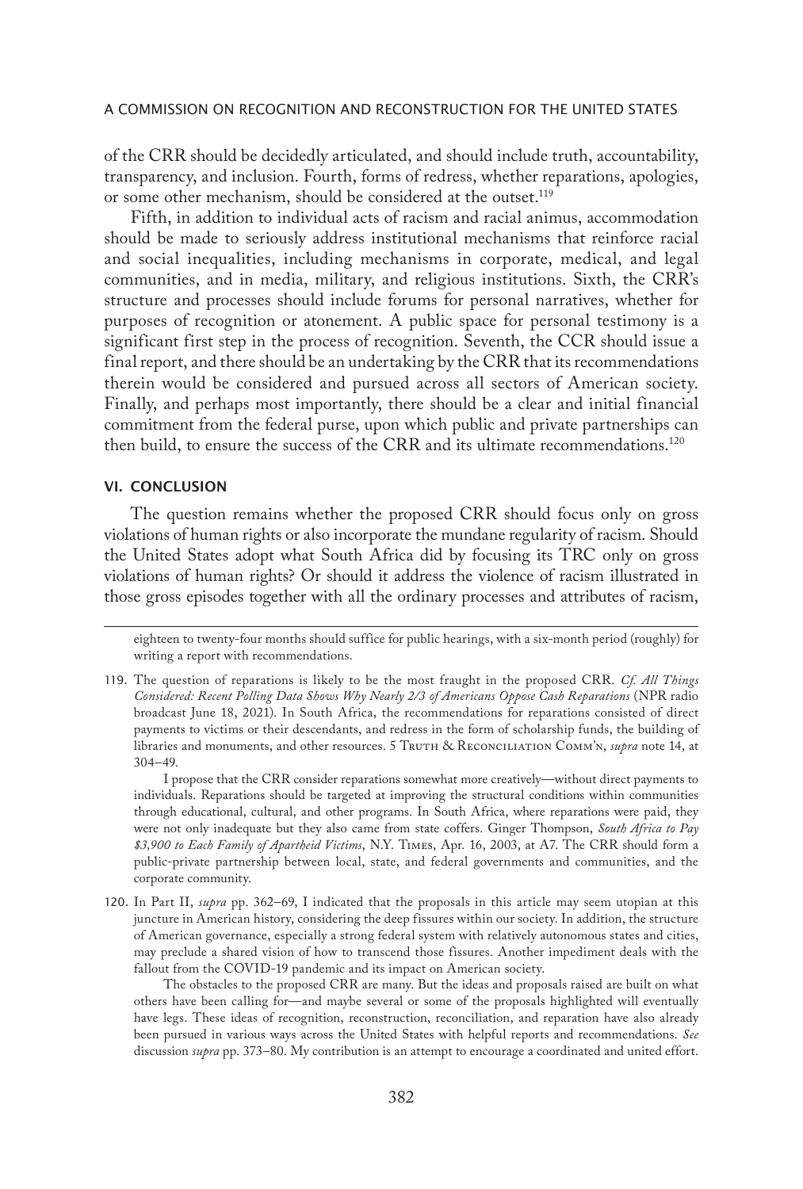of the CRR should be decidedly articulated, and should include truth, accountability, transparency, and inclusion. Fourth, forms of redress, whether reparations, apologies, or some other mechanism, should be considered at the outset.[119]

Fifth, in addition to individual acts of racism and racial animus, accommodation should be made to seriously address institutional mechanisms that reinforce racial and social inequalities, including mechanisms in corporate, medical, and legal communities, and in media, military, and religious institutions. Sixth, the CRR's structure and processes should include forums for personal narratives, whether for purposes of recognition or atonement. A public space for personal testimony is a significant first step in the process of recognition. Seventh, the CCR should issue a final report, and there should be an undertaking by the CRR that its recommendations therein would be considered and pursued across all sectors of American society. Finally, and perhaps most importantly, there should be a clear and initial financial commitment from the federal purse, upon which public and private partnerships can then build, to ensure the success of the CRR and its ultimate recommendations.[120]

## VI. CONCLUSION

The question remains whether the proposed CRR should focus only on gross violations of human rights or also incorporate the mundane regularity of racism. Should the United States adopt what South Africa did by focusing its TRC only on gross violations of human rights? Or should it address the violence of racism illustrated in those gross episodes together with all the ordinary processes and attributes of racism,

---

eighteen to twenty-four months should suffice for public hearings, with a six-month period (roughly) for writing a report with recommendations.

119. The question of reparations is likely to be the most fraught in the proposed CRR. *Cf. All Things Considered: Recent Polling Data Shows Why Nearly 2/3 of Americans Oppose Cash Reparations* (NPR radio broadcast June 18, 2021). In South Africa, the recommendations for reparations consisted of direct payments to victims or their descendants, and redress in the form of scholarship funds, the building of libraries and monuments, and other resources. 5 Truth & Reconciliation Comm'n, *supra* note 14, at 304–49.

I propose that the CRR consider reparations somewhat more creatively—without direct payments to individuals. Reparations should be targeted at improving the structural conditions within communities through educational, cultural, and other programs. In South Africa, where reparations were paid, they were not only inadequate but they also came from state coffers. Ginger Thompson, *South Africa to Pay $3,900 to Each Family of Apartheid Victims*, N.Y. Times, Apr. 16, 2003, at A7. The CRR should form a public-private partnership between local, state, and federal governments and communities, and the corporate community.

120. In Part II, *supra* pp. 362–69, I indicated that the proposals in this article may seem utopian at this juncture in American history, considering the deep fissures within our society. In addition, the structure of American governance, especially a strong federal system with relatively autonomous states and cities, may preclude a shared vision of how to transcend those fissures. Another impediment deals with the fallout from the COVID-19 pandemic and its impact on American society.

The obstacles to the proposed CRR are many. But the ideas and proposals raised are built on what others have been calling for—and maybe several or some of the proposals highlighted will eventually have legs. These ideas of recognition, reconstruction, reconciliation, and reparation have also already been pursued in various ways across the United States with helpful reports and recommendations. *See* discussion *supra* pp. 373–80. My contribution is an attempt to encourage a coordinated and united effort.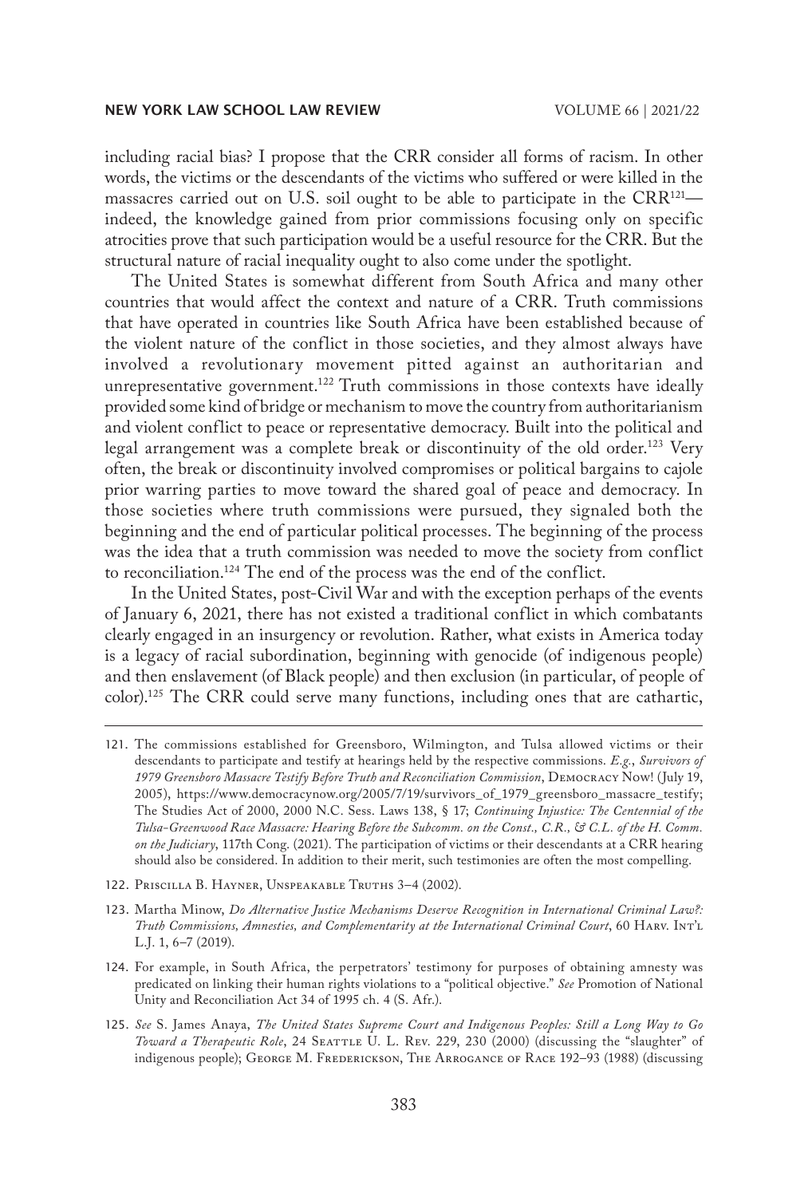including racial bias? I propose that the CRR consider all forms of racism. In other words, the victims or the descendants of the victims who suffered or were killed in the massacres carried out on U.S. soil ought to be able to participate in the CRR[121]—indeed, the knowledge gained from prior commissions focusing only on specific atrocities prove that such participation would be a useful resource for the CRR. But the structural nature of racial inequality ought to also come under the spotlight.

The United States is somewhat different from South Africa and many other countries that would affect the context and nature of a CRR. Truth commissions that have operated in countries like South Africa have been established because of the violent nature of the conflict in those societies, and they almost always have involved a revolutionary movement pitted against an authoritarian and unrepresentative government.[122] Truth commissions in those contexts have ideally provided some kind of bridge or mechanism to move the country from authoritarianism and violent conflict to peace or representative democracy. Built into the political and legal arrangement was a complete break or discontinuity of the old order.[123] Very often, the break or discontinuity involved compromises or political bargains to cajole prior warring parties to move toward the shared goal of peace and democracy. In those societies where truth commissions were pursued, they signaled both the beginning and the end of particular political processes. The beginning of the process was the idea that a truth commission was needed to move the society from conflict to reconciliation.[124] The end of the process was the end of the conflict.

In the United States, post-Civil War and with the exception perhaps of the events of January 6, 2021, there has not existed a traditional conflict in which combatants clearly engaged in an insurgency or revolution. Rather, what exists in America today is a legacy of racial subordination, beginning with genocide (of indigenous people) and then enslavement (of Black people) and then exclusion (in particular, of people of color).[125] The CRR could serve many functions, including ones that are cathartic,

---

121. The commissions established for Greensboro, Wilmington, and Tulsa allowed victims or their descendants to participate and testify at hearings held by the respective commissions. *E.g.*, *Survivors of 1979 Greensboro Massacre Testify Before Truth and Reconciliation Commission*, Democracy Now! (July 19, 2005), https://www.democracynow.org/2005/7/19/survivors_of_1979_greensboro_massacre_testify; The Studies Act of 2000, 2000 N.C. Sess. Laws 138, § 17; *Continuing Injustice: The Centennial of the Tulsa-Greenwood Race Massacre: Hearing Before the Subcomm. on the Const., C.R., & C.L. of the H. Comm. on the Judiciary*, 117th Cong. (2021). The participation of victims or their descendants at a CRR hearing should also be considered. In addition to their merit, such testimonies are often the most compelling.

122. Priscilla B. Hayner, Unspeakable Truths 3–4 (2002).

123. Martha Minow, *Do Alternative Justice Mechanisms Deserve Recognition in International Criminal Law?: Truth Commissions, Amnesties, and Complementarity at the International Criminal Court*, 60 Harv. Int'l L.J. 1, 6–7 (2019).

124. For example, in South Africa, the perpetrators' testimony for purposes of obtaining amnesty was predicated on linking their human rights violations to a "political objective." *See* Promotion of National Unity and Reconciliation Act 34 of 1995 ch. 4 (S. Afr.).

125. *See* S. James Anaya, *The United States Supreme Court and Indigenous Peoples: Still a Long Way to Go Toward a Therapeutic Role*, 24 Seattle U. L. Rev. 229, 230 (2000) (discussing the "slaughter" of indigenous people); George M. Frederickson, The Arrogance of Race 192–93 (1988) (discussing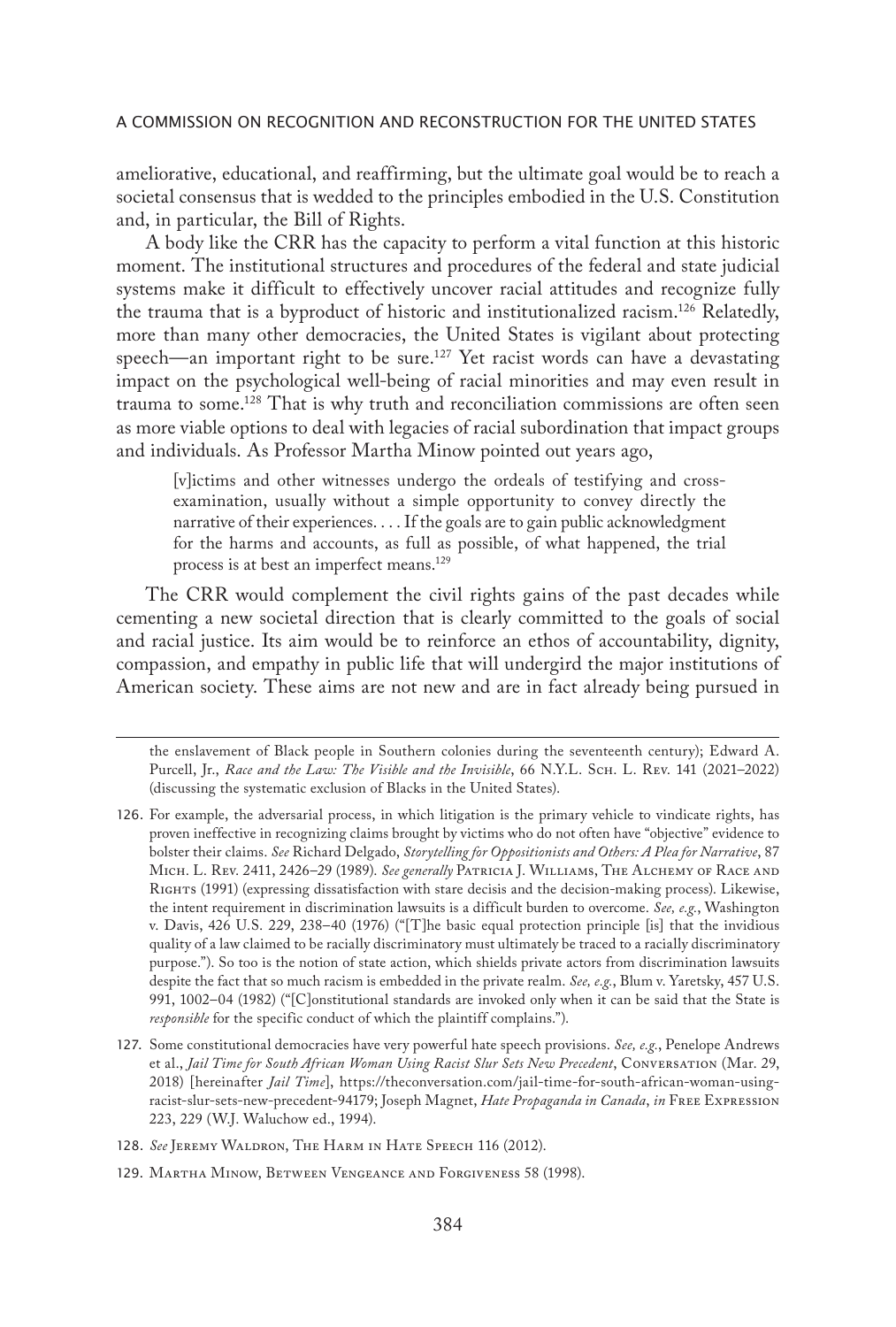ameliorative, educational, and reaffirming, but the ultimate goal would be to reach a societal consensus that is wedded to the principles embodied in the U.S. Constitution and, in particular, the Bill of Rights.

A body like the CRR has the capacity to perform a vital function at this historic moment. The institutional structures and procedures of the federal and state judicial systems make it difficult to effectively uncover racial attitudes and recognize fully the trauma that is a byproduct of historic and institutionalized racism.[126] Relatedly, more than many other democracies, the United States is vigilant about protecting speech—an important right to be sure.[127] Yet racist words can have a devastating impact on the psychological well-being of racial minorities and may even result in trauma to some.[128] That is why truth and reconciliation commissions are often seen as more viable options to deal with legacies of racial subordination that impact groups and individuals. As Professor Martha Minow pointed out years ago,

> [v]ictims and other witnesses undergo the ordeals of testifying and cross-examination, usually without a simple opportunity to convey directly the narrative of their experiences. . . . If the goals are to gain public acknowledgment for the harms and accounts, as full as possible, of what happened, the trial process is at best an imperfect means.[129]

The CRR would complement the civil rights gains of the past decades while cementing a new societal direction that is clearly committed to the goals of social and racial justice. Its aim would be to reinforce an ethos of accountability, dignity, compassion, and empathy in public life that will undergird the major institutions of American society. These aims are not new and are in fact already being pursued in

---

the enslavement of Black people in Southern colonies during the seventeenth century); Edward A. Purcell, Jr., *Race and the Law: The Visible and the Invisible*, 66 N.Y.L. Sch. L. Rev. 141 (2021–2022) (discussing the systematic exclusion of Blacks in the United States).

126. For example, the adversarial process, in which litigation is the primary vehicle to vindicate rights, has proven ineffective in recognizing claims brought by victims who do not often have "objective" evidence to bolster their claims. *See* Richard Delgado, *Storytelling for Oppositionists and Others: A Plea for Narrative*, 87 Mich. L. Rev. 2411, 2426–29 (1989). *See generally* Patricia J. Williams, The Alchemy of Race and Rights (1991) (expressing dissatisfaction with stare decisis and the decision-making process). Likewise, the intent requirement in discrimination lawsuits is a difficult burden to overcome. *See, e.g.*, Washington v. Davis, 426 U.S. 229, 238–40 (1976) ("[T]he basic equal protection principle [is] that the invidious quality of a law claimed to be racially discriminatory must ultimately be traced to a racially discriminatory purpose."). So too is the notion of state action, which shields private actors from discrimination lawsuits despite the fact that so much racism is embedded in the private realm. *See, e.g.*, Blum v. Yaretsky, 457 U.S. 991, 1002–04 (1982) ("[C]onstitutional standards are invoked only when it can be said that the State is *responsible* for the specific conduct of which the plaintiff complains.").

127. Some constitutional democracies have very powerful hate speech provisions. *See, e.g.*, Penelope Andrews et al., *Jail Time for South African Woman Using Racist Slur Sets New Precedent*, Conversation (Mar. 29, 2018) [hereinafter *Jail Time*], https://theconversation.com/jail-time-for-south-african-woman-using-racist-slur-sets-new-precedent-94179; Joseph Magnet, *Hate Propaganda in Canada*, *in* Free Expression 223, 229 (W.J. Waluchow ed., 1994).

128. *See* Jeremy Waldron, The Harm in Hate Speech 116 (2012).

129. Martha Minow, Between Vengeance and Forgiveness 58 (1998).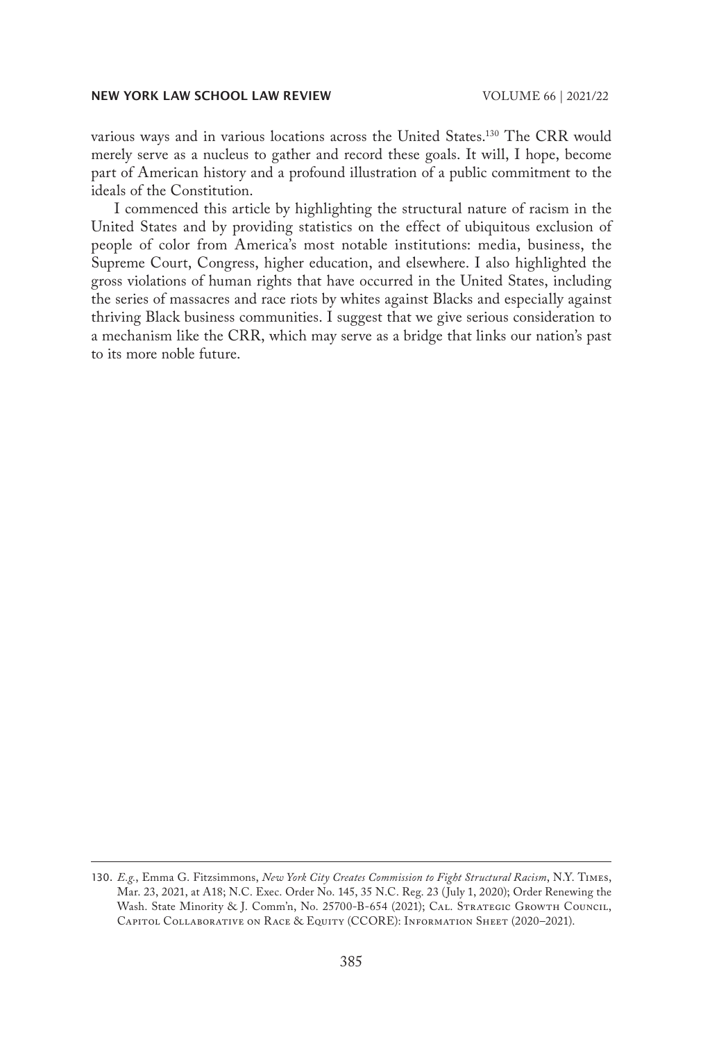various ways and in various locations across the United States.[130] The CRR would merely serve as a nucleus to gather and record these goals. It will, I hope, become part of American history and a profound illustration of a public commitment to the ideals of the Constitution.

I commenced this article by highlighting the structural nature of racism in the United States and by providing statistics on the effect of ubiquitous exclusion of people of color from America's most notable institutions: media, business, the Supreme Court, Congress, higher education, and elsewhere. I also highlighted the gross violations of human rights that have occurred in the United States, including the series of massacres and race riots by whites against Blacks and especially against thriving Black business communities. I suggest that we give serious consideration to a mechanism like the CRR, which may serve as a bridge that links our nation's past to its more noble future.

---

130. *E.g.*, Emma G. Fitzsimmons, *New York City Creates Commission to Fight Structural Racism*, N.Y. Times, Mar. 23, 2021, at A18; N.C. Exec. Order No. 145, 35 N.C. Reg. 23 (July 1, 2020); Order Renewing the Wash. State Minority & J. Comm'n, No. 25700-B-654 (2021); Cal. Strategic Growth Council, Capitol Collaborative on Race & Equity (CCORE): Information Sheet (2020–2021).